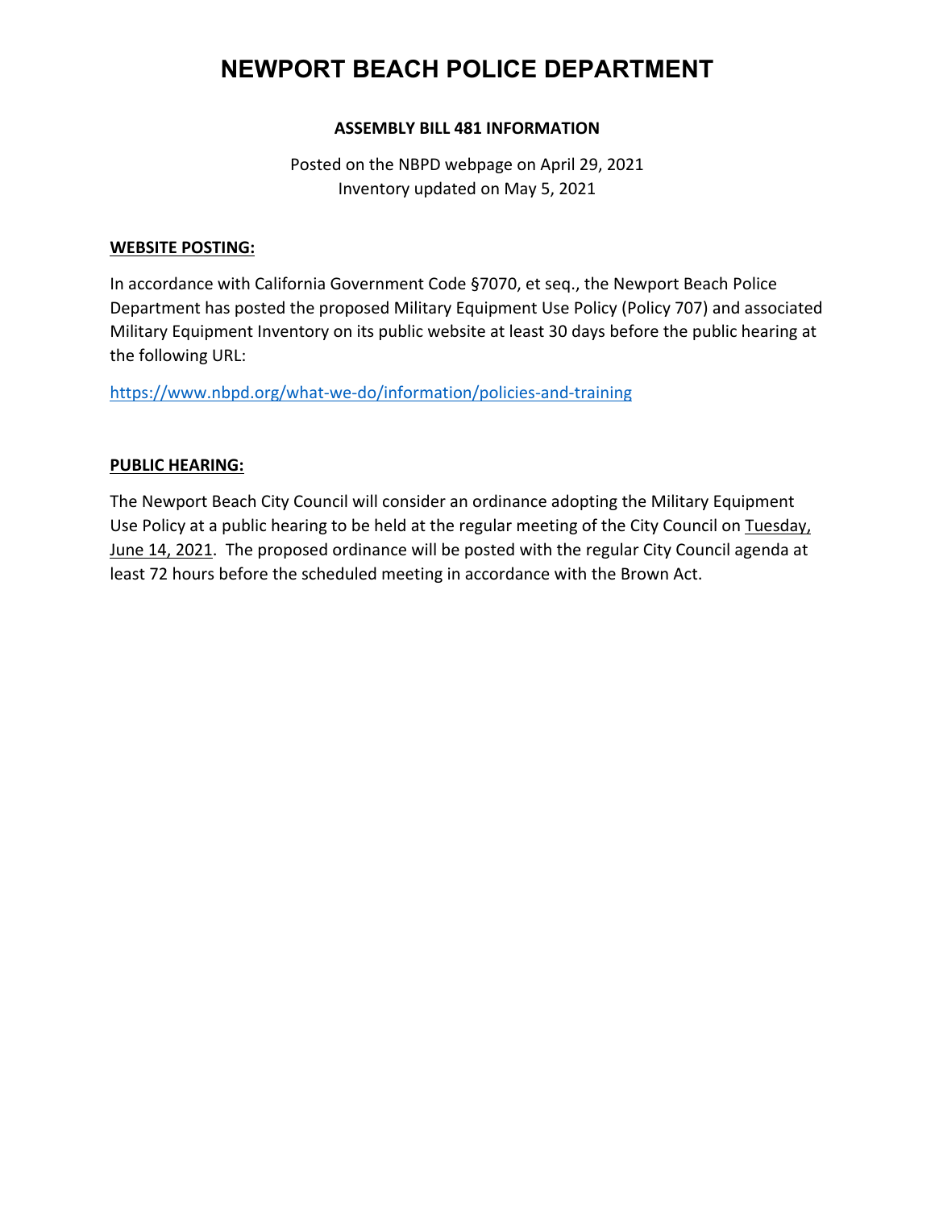# NEWPORT BEACH POLICE DEPARTMENT

**ASSEMBLY BILL 481 INFORMATION**

Posted on the NBPD webpage on April 29, 2021
Inventory updated on May 5, 2021

**WEBSITE POSTING:**

In accordance with California Government Code §7070, et seq., the Newport Beach Police Department has posted the proposed Military Equipment Use Policy (Policy 707) and associated Military Equipment Inventory on its public website at least 30 days before the public hearing at the following URL:

https://www.nbpd.org/what-we-do/information/policies-and-training

**PUBLIC HEARING:**

The Newport Beach City Council will consider an ordinance adopting the Military Equipment Use Policy at a public hearing to be held at the regular meeting of the City Council on Tuesday, June 14, 2021. The proposed ordinance will be posted with the regular City Council agenda at least 72 hours before the scheduled meeting in accordance with the Brown Act.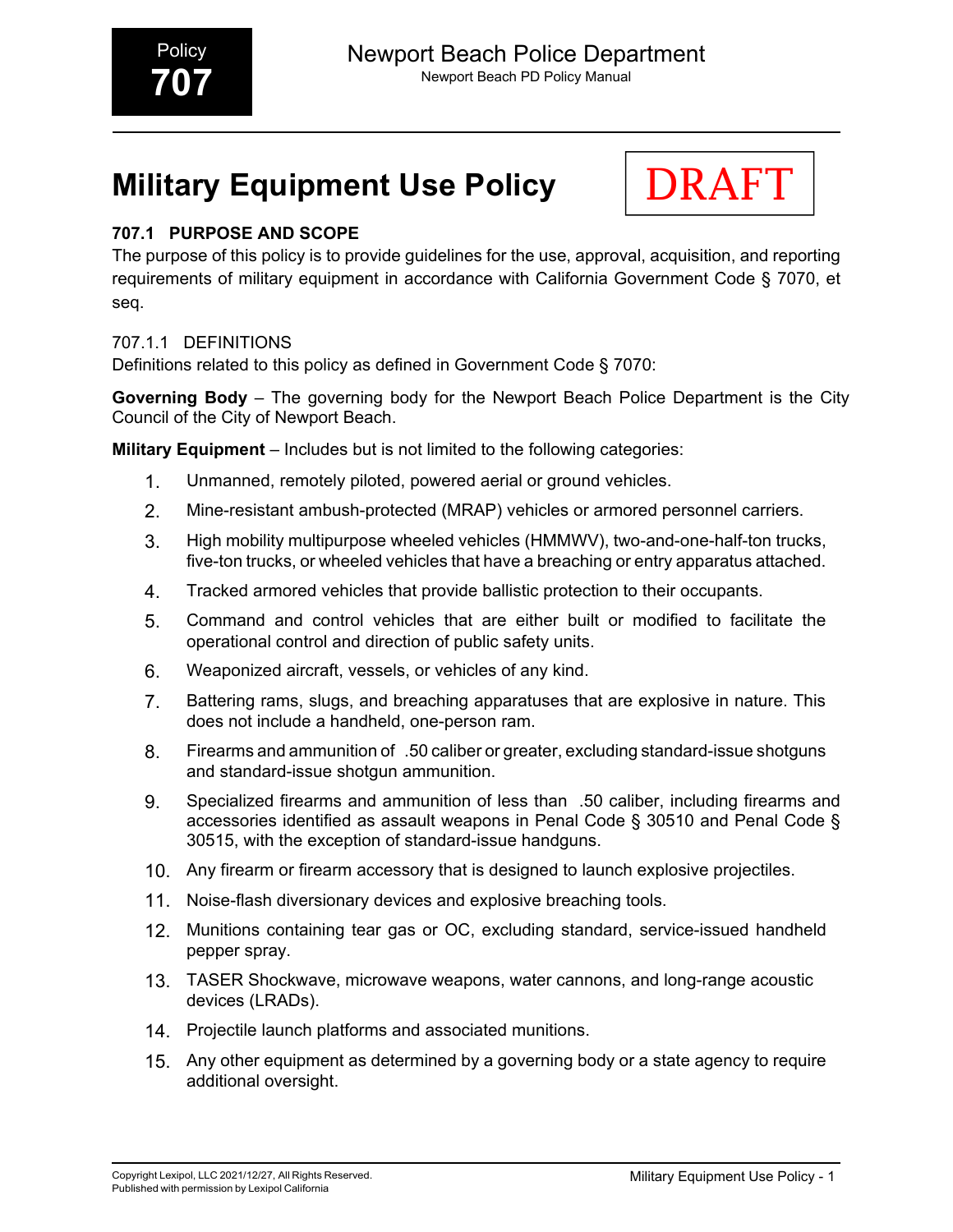Policy **707**

# Military Equipment Use Policy

DRAFT

## 707.1 PURPOSE AND SCOPE

The purpose of this policy is to provide guidelines for the use, approval, acquisition, and reporting requirements of military equipment in accordance with California Government Code § 7070, et seq.

### 707.1.1 DEFINITIONS

Definitions related to this policy as defined in Government Code § 7070:

**Governing Body** – The governing body for the Newport Beach Police Department is the City Council of the City of Newport Beach.

**Military Equipment** – Includes but is not limited to the following categories:

1. Unmanned, remotely piloted, powered aerial or ground vehicles.
2. Mine-resistant ambush-protected (MRAP) vehicles or armored personnel carriers.
3. High mobility multipurpose wheeled vehicles (HMMWV), two-and-one-half-ton trucks, five-ton trucks, or wheeled vehicles that have a breaching or entry apparatus attached.
4. Tracked armored vehicles that provide ballistic protection to their occupants.
5. Command and control vehicles that are either built or modified to facilitate the operational control and direction of public safety units.
6. Weaponized aircraft, vessels, or vehicles of any kind.
7. Battering rams, slugs, and breaching apparatuses that are explosive in nature. This does not include a handheld, one-person ram.
8. Firearms and ammunition of .50 caliber or greater, excluding standard-issue shotguns and standard-issue shotgun ammunition.
9. Specialized firearms and ammunition of less than .50 caliber, including firearms and accessories identified as assault weapons in Penal Code § 30510 and Penal Code § 30515, with the exception of standard-issue handguns.
10. Any firearm or firearm accessory that is designed to launch explosive projectiles.
11. Noise-flash diversionary devices and explosive breaching tools.
12. Munitions containing tear gas or OC, excluding standard, service-issued handheld pepper spray.
13. TASER Shockwave, microwave weapons, water cannons, and long-range acoustic devices (LRADs).
14. Projectile launch platforms and associated munitions.
15. Any other equipment as determined by a governing body or a state agency to require additional oversight.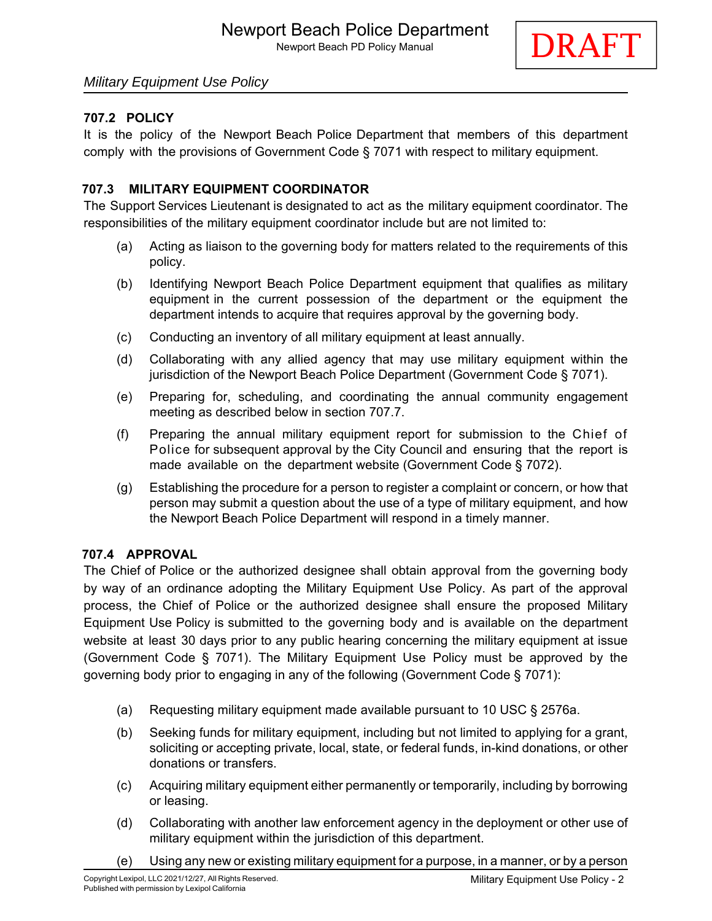### 707.2 POLICY

It is the policy of the Newport Beach Police Department that members of this department comply with the provisions of Government Code § 7071 with respect to military equipment.

### 707.3 MILITARY EQUIPMENT COORDINATOR

The Support Services Lieutenant is designated to act as the military equipment coordinator. The responsibilities of the military equipment coordinator include but are not limited to:

(a) Acting as liaison to the governing body for matters related to the requirements of this policy.

(b) Identifying Newport Beach Police Department equipment that qualifies as military equipment in the current possession of the department or the equipment the department intends to acquire that requires approval by the governing body.

(c) Conducting an inventory of all military equipment at least annually.

(d) Collaborating with any allied agency that may use military equipment within the jurisdiction of the Newport Beach Police Department (Government Code § 7071).

(e) Preparing for, scheduling, and coordinating the annual community engagement meeting as described below in section 707.7.

(f) Preparing the annual military equipment report for submission to the Chief of Police for subsequent approval by the City Council and ensuring that the report is made available on the department website (Government Code § 7072).

(g) Establishing the procedure for a person to register a complaint or concern, or how that person may submit a question about the use of a type of military equipment, and how the Newport Beach Police Department will respond in a timely manner.

### 707.4 APPROVAL

The Chief of Police or the authorized designee shall obtain approval from the governing body by way of an ordinance adopting the Military Equipment Use Policy. As part of the approval process, the Chief of Police or the authorized designee shall ensure the proposed Military Equipment Use Policy is submitted to the governing body and is available on the department website at least 30 days prior to any public hearing concerning the military equipment at issue (Government Code § 7071). The Military Equipment Use Policy must be approved by the governing body prior to engaging in any of the following (Government Code § 7071):

(a) Requesting military equipment made available pursuant to 10 USC § 2576a.

(b) Seeking funds for military equipment, including but not limited to applying for a grant, soliciting or accepting private, local, state, or federal funds, in-kind donations, or other donations or transfers.

(c) Acquiring military equipment either permanently or temporarily, including by borrowing or leasing.

(d) Collaborating with another law enforcement agency in the deployment or other use of military equipment within the jurisdiction of this department.

(e) Using any new or existing military equipment for a purpose, in a manner, or by a person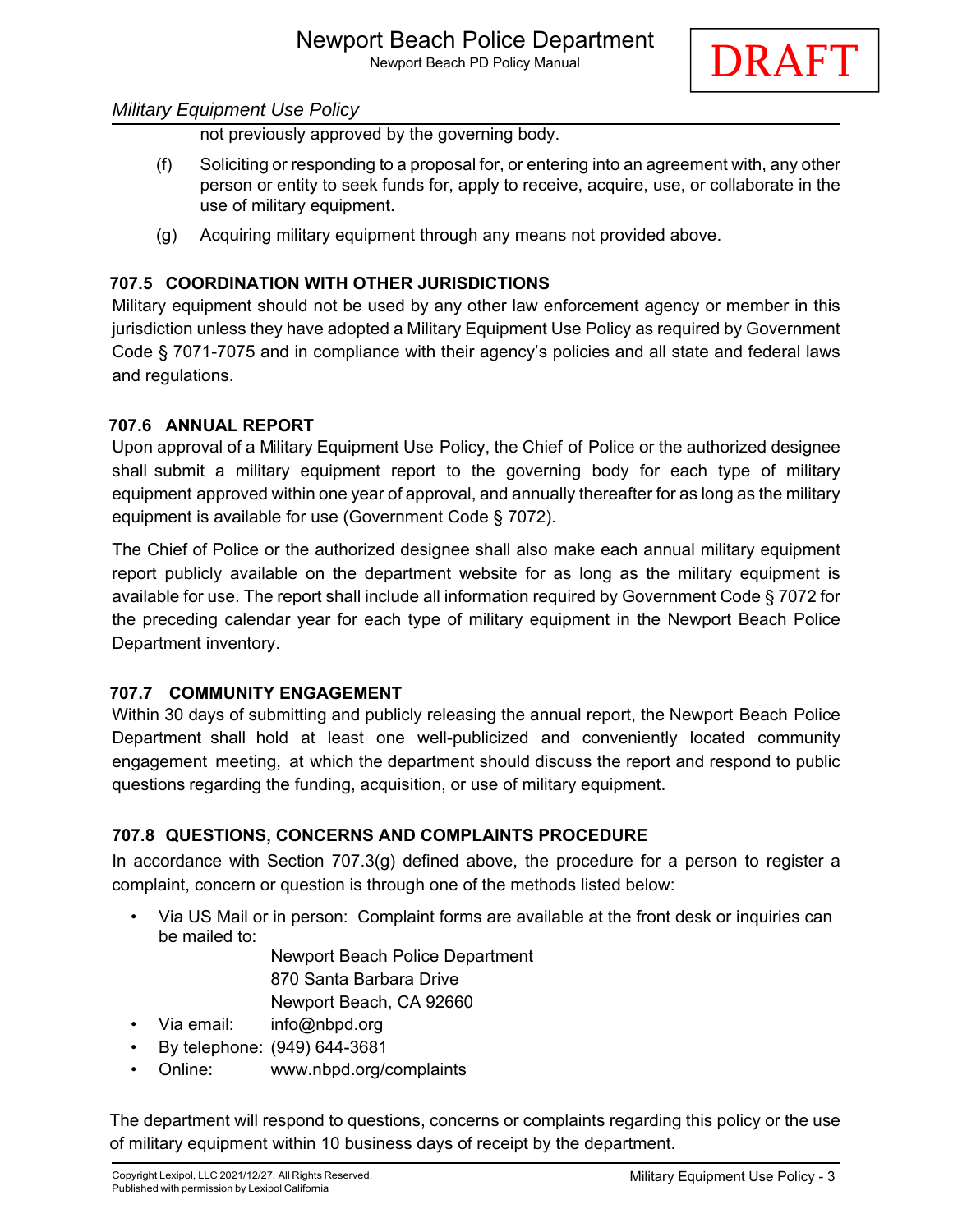not previously approved by the governing body.

(f) Soliciting or responding to a proposal for, or entering into an agreement with, any other person or entity to seek funds for, apply to receive, acquire, use, or collaborate in the use of military equipment.

(g) Acquiring military equipment through any means not provided above.

### 707.5 COORDINATION WITH OTHER JURISDICTIONS

Military equipment should not be used by any other law enforcement agency or member in this jurisdiction unless they have adopted a Military Equipment Use Policy as required by Government Code § 7071-7075 and in compliance with their agency's policies and all state and federal laws and regulations.

### 707.6 ANNUAL REPORT

Upon approval of a Military Equipment Use Policy, the Chief of Police or the authorized designee shall submit a military equipment report to the governing body for each type of military equipment approved within one year of approval, and annually thereafter for as long as the military equipment is available for use (Government Code § 7072).

The Chief of Police or the authorized designee shall also make each annual military equipment report publicly available on the department website for as long as the military equipment is available for use. The report shall include all information required by Government Code § 7072 for the preceding calendar year for each type of military equipment in the Newport Beach Police Department inventory.

### 707.7 COMMUNITY ENGAGEMENT

Within 30 days of submitting and publicly releasing the annual report, the Newport Beach Police Department shall hold at least one well-publicized and conveniently located community engagement meeting, at which the department should discuss the report and respond to public questions regarding the funding, acquisition, or use of military equipment.

### 707.8 QUESTIONS, CONCERNS AND COMPLAINTS PROCEDURE

In accordance with Section 707.3(g) defined above, the procedure for a person to register a complaint, concern or question is through one of the methods listed below:

- Via US Mail or in person: Complaint forms are available at the front desk or inquiries can be mailed to:
  Newport Beach Police Department
  870 Santa Barbara Drive
  Newport Beach, CA 92660
- Via email: info@nbpd.org
- By telephone: (949) 644-3681
- Online: www.nbpd.org/complaints

The department will respond to questions, concerns or complaints regarding this policy or the use of military equipment within 10 business days of receipt by the department.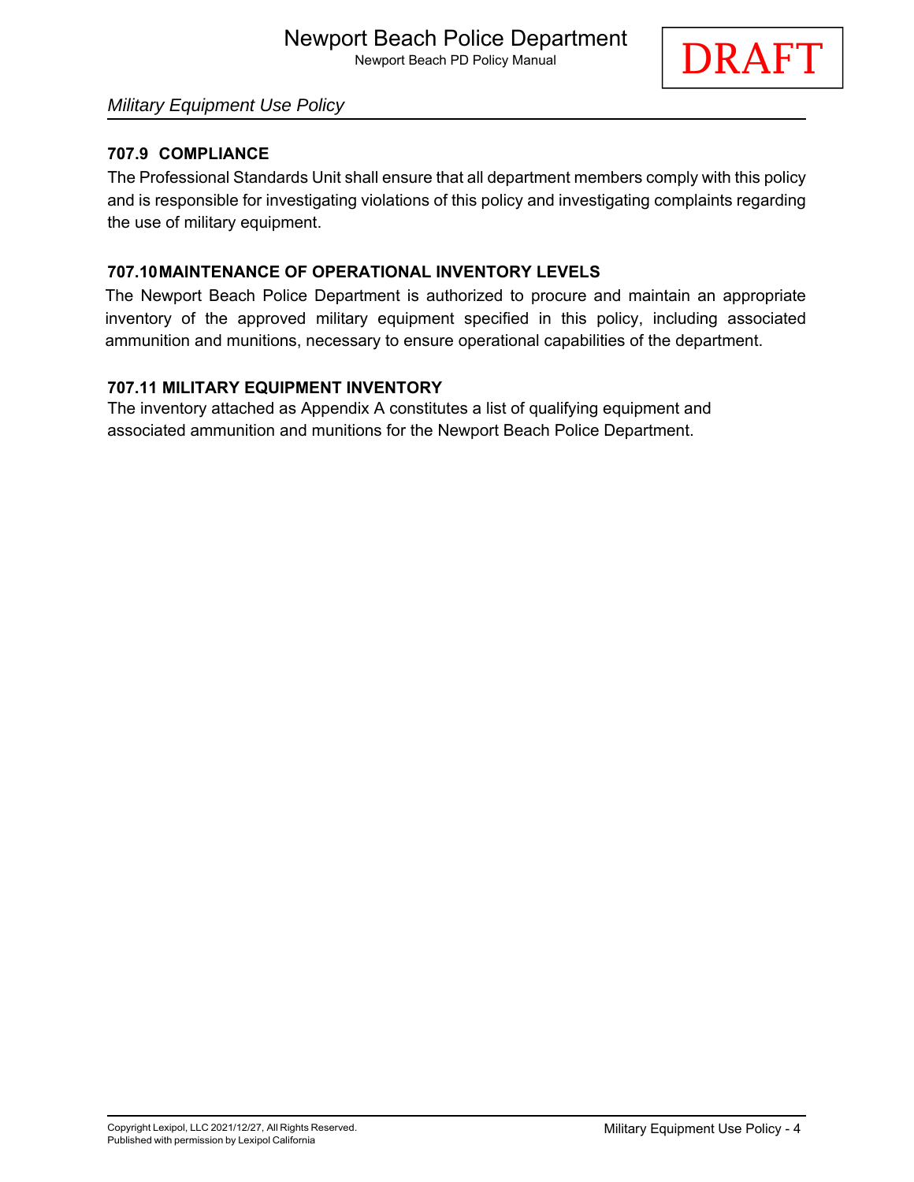### 707.9 COMPLIANCE

The Professional Standards Unit shall ensure that all department members comply with this policy and is responsible for investigating violations of this policy and investigating complaints regarding the use of military equipment.

### 707.10 MAINTENANCE OF OPERATIONAL INVENTORY LEVELS

The Newport Beach Police Department is authorized to procure and maintain an appropriate inventory of the approved military equipment specified in this policy, including associated ammunition and munitions, necessary to ensure operational capabilities of the department.

### 707.11 MILITARY EQUIPMENT INVENTORY

The inventory attached as Appendix A constitutes a list of qualifying equipment and associated ammunition and munitions for the Newport Beach Police Department.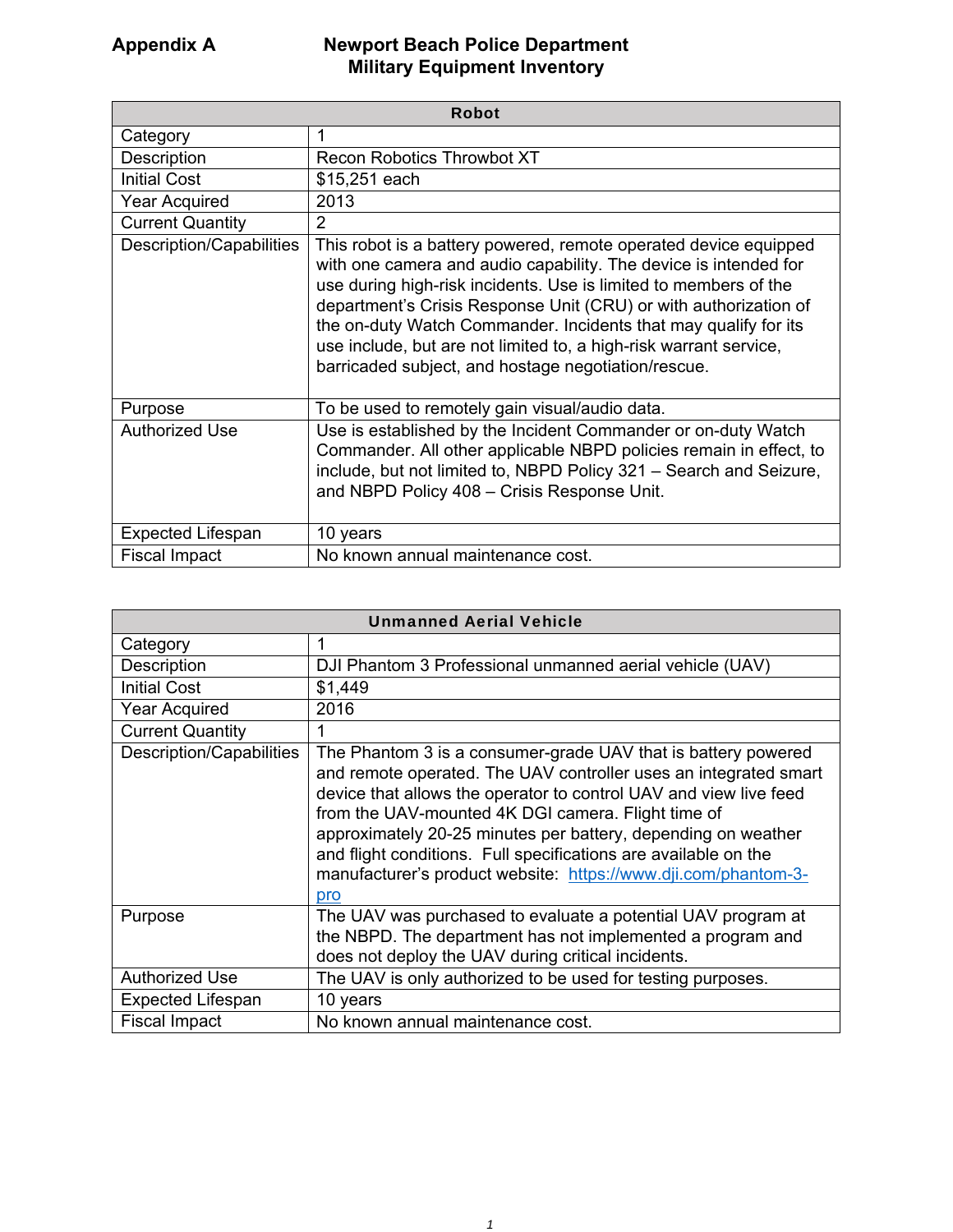**Appendix A**

# Newport Beach Police Department
## Military Equipment Inventory

| Robot | |
|---|---|
| Category | 1 |
| Description | Recon Robotics Throwbot XT |
| Initial Cost | $15,251 each |
| Year Acquired | 2013 |
| Current Quantity | 2 |
| Description/Capabilities | This robot is a battery powered, remote operated device equipped with one camera and audio capability. The device is intended for use during high-risk incidents. Use is limited to members of the department's Crisis Response Unit (CRU) or with authorization of the on-duty Watch Commander. Incidents that may qualify for its use include, but are not limited to, a high-risk warrant service, barricaded subject, and hostage negotiation/rescue. |
| Purpose | To be used to remotely gain visual/audio data. |
| Authorized Use | Use is established by the Incident Commander or on-duty Watch Commander. All other applicable NBPD policies remain in effect, to include, but not limited to, NBPD Policy 321 – Search and Seizure, and NBPD Policy 408 – Crisis Response Unit. |
| Expected Lifespan | 10 years |
| Fiscal Impact | No known annual maintenance cost. |

| Unmanned Aerial Vehicle | |
|---|---|
| Category | 1 |
| Description | DJI Phantom 3 Professional unmanned aerial vehicle (UAV) |
| Initial Cost | $1,449 |
| Year Acquired | 2016 |
| Current Quantity | 1 |
| Description/Capabilities | The Phantom 3 is a consumer-grade UAV that is battery powered and remote operated. The UAV controller uses an integrated smart device that allows the operator to control UAV and view live feed from the UAV-mounted 4K DGI camera. Flight time of approximately 20-25 minutes per battery, depending on weather and flight conditions. Full specifications are available on the manufacturer's product website: https://www.dji.com/phantom-3-pro |
| Purpose | The UAV was purchased to evaluate a potential UAV program at the NBPD. The department has not implemented a program and does not deploy the UAV during critical incidents. |
| Authorized Use | The UAV is only authorized to be used for testing purposes. |
| Expected Lifespan | 10 years |
| Fiscal Impact | No known annual maintenance cost. |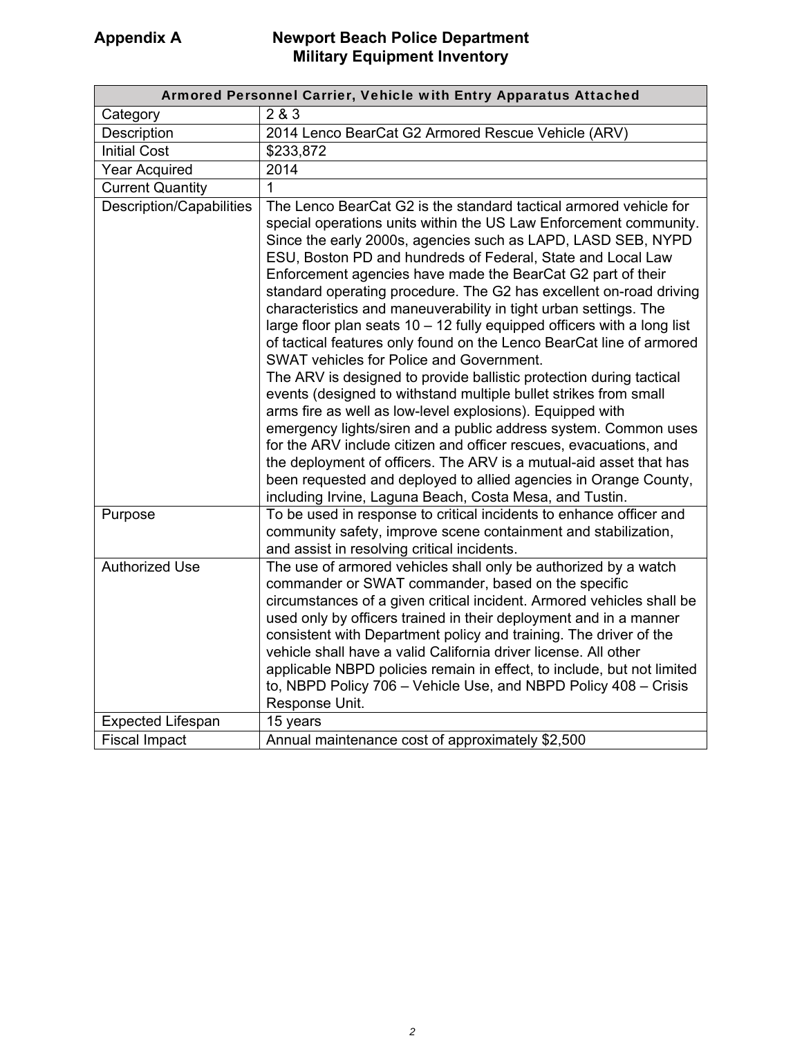**Appendix A** **Newport Beach Police Department**
**Military Equipment Inventory**

| Armored Personnel Carrier, Vehicle with Entry Apparatus Attached | |
|---|---|
| Category | 2 & 3 |
| Description | 2014 Lenco BearCat G2 Armored Rescue Vehicle (ARV) |
| Initial Cost | $233,872 |
| Year Acquired | 2014 |
| Current Quantity | 1 |
| Description/Capabilities | The Lenco BearCat G2 is the standard tactical armored vehicle for special operations units within the US Law Enforcement community. Since the early 2000s, agencies such as LAPD, LASD SEB, NYPD ESU, Boston PD and hundreds of Federal, State and Local Law Enforcement agencies have made the BearCat G2 part of their standard operating procedure. The G2 has excellent on-road driving characteristics and maneuverability in tight urban settings. The large floor plan seats 10 – 12 fully equipped officers with a long list of tactical features only found on the Lenco BearCat line of armored SWAT vehicles for Police and Government.<br>The ARV is designed to provide ballistic protection during tactical events (designed to withstand multiple bullet strikes from small arms fire as well as low-level explosions). Equipped with emergency lights/siren and a public address system. Common uses for the ARV include citizen and officer rescues, evacuations, and the deployment of officers. The ARV is a mutual-aid asset that has been requested and deployed to allied agencies in Orange County, including Irvine, Laguna Beach, Costa Mesa, and Tustin. |
| Purpose | To be used in response to critical incidents to enhance officer and community safety, improve scene containment and stabilization, and assist in resolving critical incidents. |
| Authorized Use | The use of armored vehicles shall only be authorized by a watch commander or SWAT commander, based on the specific circumstances of a given critical incident. Armored vehicles shall be used only by officers trained in their deployment and in a manner consistent with Department policy and training. The driver of the vehicle shall have a valid California driver license. All other applicable NBPD policies remain in effect, to include, but not limited to, NBPD Policy 706 – Vehicle Use, and NBPD Policy 408 – Crisis Response Unit. |
| Expected Lifespan | 15 years |
| Fiscal Impact | Annual maintenance cost of approximately $2,500 |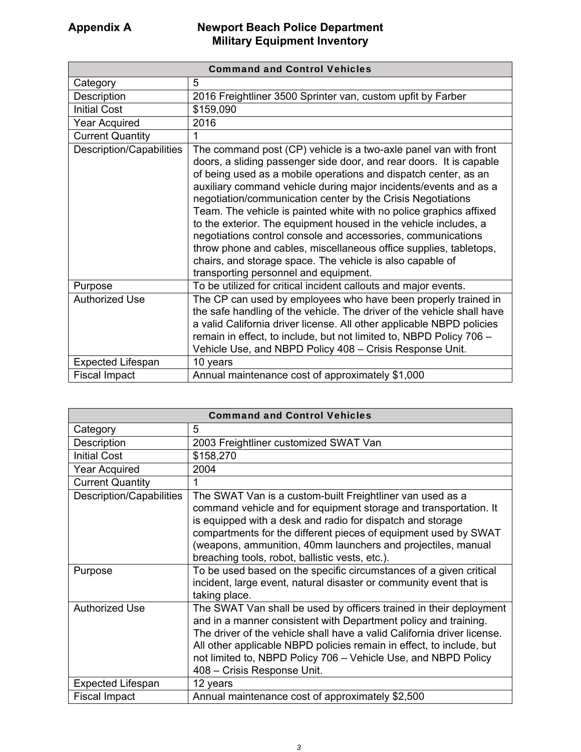**Appendix A** **Newport Beach Police Department Military Equipment Inventory**

| Command and Control Vehicles | |
|---|---|
| Category | 5 |
| Description | 2016 Freightliner 3500 Sprinter van, custom upfit by Farber |
| Initial Cost | $159,090 |
| Year Acquired | 2016 |
| Current Quantity | 1 |
| Description/Capabilities | The command post (CP) vehicle is a two-axle panel van with front doors, a sliding passenger side door, and rear doors. It is capable of being used as a mobile operations and dispatch center, as an auxiliary command vehicle during major incidents/events and as a negotiation/communication center by the Crisis Negotiations Team. The vehicle is painted white with no police graphics affixed to the exterior. The equipment housed in the vehicle includes, a negotiations control console and accessories, communications throw phone and cables, miscellaneous office supplies, tabletops, chairs, and storage space. The vehicle is also capable of transporting personnel and equipment. |
| Purpose | To be utilized for critical incident callouts and major events. |
| Authorized Use | The CP can used by employees who have been properly trained in the safe handling of the vehicle. The driver of the vehicle shall have a valid California driver license. All other applicable NBPD policies remain in effect, to include, but not limited to, NBPD Policy 706 – Vehicle Use, and NBPD Policy 408 – Crisis Response Unit. |
| Expected Lifespan | 10 years |
| Fiscal Impact | Annual maintenance cost of approximately $1,000 |

| Command and Control Vehicles | |
|---|---|
| Category | 5 |
| Description | 2003 Freightliner customized SWAT Van |
| Initial Cost | $158,270 |
| Year Acquired | 2004 |
| Current Quantity | 1 |
| Description/Capabilities | The SWAT Van is a custom-built Freightliner van used as a command vehicle and for equipment storage and transportation. It is equipped with a desk and radio for dispatch and storage compartments for the different pieces of equipment used by SWAT (weapons, ammunition, 40mm launchers and projectiles, manual breaching tools, robot, ballistic vests, etc.). |
| Purpose | To be used based on the specific circumstances of a given critical incident, large event, natural disaster or community event that is taking place. |
| Authorized Use | The SWAT Van shall be used by officers trained in their deployment and in a manner consistent with Department policy and training. The driver of the vehicle shall have a valid California driver license. All other applicable NBPD policies remain in effect, to include, but not limited to, NBPD Policy 706 – Vehicle Use, and NBPD Policy 408 – Crisis Response Unit. |
| Expected Lifespan | 12 years |
| Fiscal Impact | Annual maintenance cost of approximately $2,500 |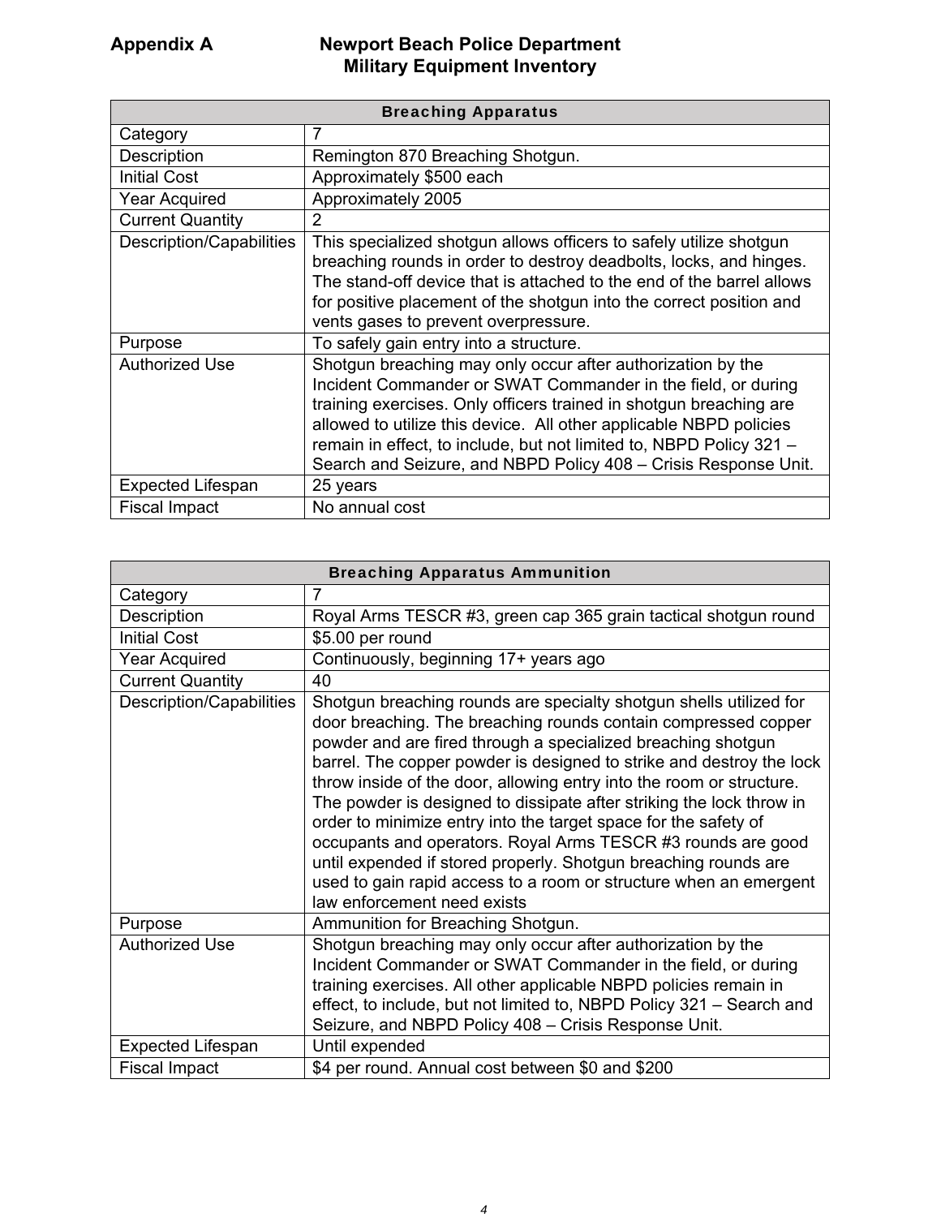# Appendix A Newport Beach Police Department Military Equipment Inventory

| Breaching Apparatus | |
|---|---|
| Category | 7 |
| Description | Remington 870 Breaching Shotgun. |
| Initial Cost | Approximately $500 each |
| Year Acquired | Approximately 2005 |
| Current Quantity | 2 |
| Description/Capabilities | This specialized shotgun allows officers to safely utilize shotgun breaching rounds in order to destroy deadbolts, locks, and hinges. The stand-off device that is attached to the end of the barrel allows for positive placement of the shotgun into the correct position and vents gases to prevent overpressure. |
| Purpose | To safely gain entry into a structure. |
| Authorized Use | Shotgun breaching may only occur after authorization by the Incident Commander or SWAT Commander in the field, or during training exercises. Only officers trained in shotgun breaching are allowed to utilize this device. All other applicable NBPD policies remain in effect, to include, but not limited to, NBPD Policy 321 – Search and Seizure, and NBPD Policy 408 – Crisis Response Unit. |
| Expected Lifespan | 25 years |
| Fiscal Impact | No annual cost |

| Breaching Apparatus Ammunition | |
|---|---|
| Category | 7 |
| Description | Royal Arms TESCR #3, green cap 365 grain tactical shotgun round |
| Initial Cost | $5.00 per round |
| Year Acquired | Continuously, beginning 17+ years ago |
| Current Quantity | 40 |
| Description/Capabilities | Shotgun breaching rounds are specialty shotgun shells utilized for door breaching. The breaching rounds contain compressed copper powder and are fired through a specialized breaching shotgun barrel. The copper powder is designed to strike and destroy the lock throw inside of the door, allowing entry into the room or structure. The powder is designed to dissipate after striking the lock throw in order to minimize entry into the target space for the safety of occupants and operators. Royal Arms TESCR #3 rounds are good until expended if stored properly. Shotgun breaching rounds are used to gain rapid access to a room or structure when an emergent law enforcement need exists |
| Purpose | Ammunition for Breaching Shotgun. |
| Authorized Use | Shotgun breaching may only occur after authorization by the Incident Commander or SWAT Commander in the field, or during training exercises. All other applicable NBPD policies remain in effect, to include, but not limited to, NBPD Policy 321 – Search and Seizure, and NBPD Policy 408 – Crisis Response Unit. |
| Expected Lifespan | Until expended |
| Fiscal Impact | $4 per round. Annual cost between $0 and $200 |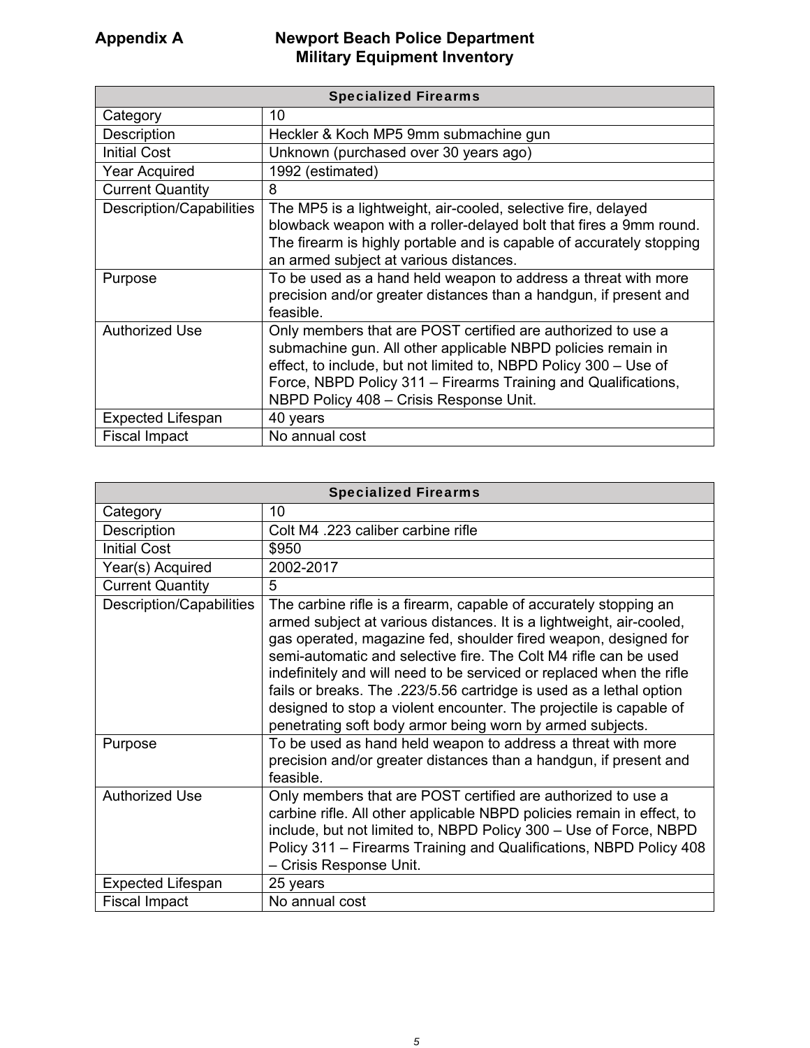**Appendix A** **Newport Beach Police Department**
**Military Equipment Inventory**

| Specialized Firearms | |
|---|---|
| Category | 10 |
| Description | Heckler & Koch MP5 9mm submachine gun |
| Initial Cost | Unknown (purchased over 30 years ago) |
| Year Acquired | 1992 (estimated) |
| Current Quantity | 8 |
| Description/Capabilities | The MP5 is a lightweight, air-cooled, selective fire, delayed blowback weapon with a roller-delayed bolt that fires a 9mm round. The firearm is highly portable and is capable of accurately stopping an armed subject at various distances. |
| Purpose | To be used as a hand held weapon to address a threat with more precision and/or greater distances than a handgun, if present and feasible. |
| Authorized Use | Only members that are POST certified are authorized to use a submachine gun. All other applicable NBPD policies remain in effect, to include, but not limited to, NBPD Policy 300 – Use of Force, NBPD Policy 311 – Firearms Training and Qualifications, NBPD Policy 408 – Crisis Response Unit. |
| Expected Lifespan | 40 years |
| Fiscal Impact | No annual cost |

| Specialized Firearms | |
|---|---|
| Category | 10 |
| Description | Colt M4 .223 caliber carbine rifle |
| Initial Cost | $950 |
| Year(s) Acquired | 2002-2017 |
| Current Quantity | 5 |
| Description/Capabilities | The carbine rifle is a firearm, capable of accurately stopping an armed subject at various distances. It is a lightweight, air-cooled, gas operated, magazine fed, shoulder fired weapon, designed for semi-automatic and selective fire. The Colt M4 rifle can be used indefinitely and will need to be serviced or replaced when the rifle fails or breaks. The .223/5.56 cartridge is used as a lethal option designed to stop a violent encounter. The projectile is capable of penetrating soft body armor being worn by armed subjects. |
| Purpose | To be used as hand held weapon to address a threat with more precision and/or greater distances than a handgun, if present and feasible. |
| Authorized Use | Only members that are POST certified are authorized to use a carbine rifle. All other applicable NBPD policies remain in effect, to include, but not limited to, NBPD Policy 300 – Use of Force, NBPD Policy 311 – Firearms Training and Qualifications, NBPD Policy 408 – Crisis Response Unit. |
| Expected Lifespan | 25 years |
| Fiscal Impact | No annual cost |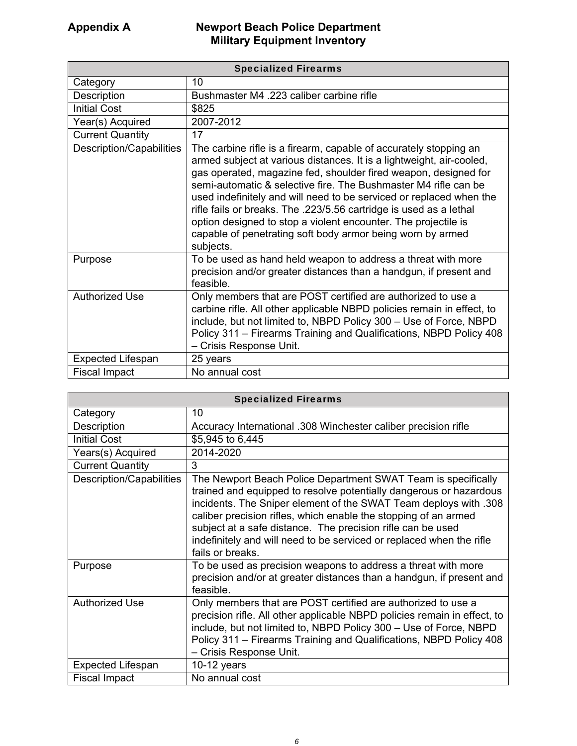**Appendix A** **Newport Beach Police Department Military Equipment Inventory**

| Specialized Firearms | |
|---|---|
| Category | 10 |
| Description | Bushmaster M4 .223 caliber carbine rifle |
| Initial Cost | $825 |
| Year(s) Acquired | 2007-2012 |
| Current Quantity | 17 |
| Description/Capabilities | The carbine rifle is a firearm, capable of accurately stopping an armed subject at various distances. It is a lightweight, air-cooled, gas operated, magazine fed, shoulder fired weapon, designed for semi-automatic & selective fire. The Bushmaster M4 rifle can be used indefinitely and will need to be serviced or replaced when the rifle fails or breaks. The .223/5.56 cartridge is used as a lethal option designed to stop a violent encounter. The projectile is capable of penetrating soft body armor being worn by armed subjects. |
| Purpose | To be used as hand held weapon to address a threat with more precision and/or greater distances than a handgun, if present and feasible. |
| Authorized Use | Only members that are POST certified are authorized to use a carbine rifle. All other applicable NBPD policies remain in effect, to include, but not limited to, NBPD Policy 300 – Use of Force, NBPD Policy 311 – Firearms Training and Qualifications, NBPD Policy 408 – Crisis Response Unit. |
| Expected Lifespan | 25 years |
| Fiscal Impact | No annual cost |

| Specialized Firearms | |
|---|---|
| Category | 10 |
| Description | Accuracy International .308 Winchester caliber precision rifle |
| Initial Cost | $5,945 to 6,445 |
| Years(s) Acquired | 2014-2020 |
| Current Quantity | 3 |
| Description/Capabilities | The Newport Beach Police Department SWAT Team is specifically trained and equipped to resolve potentially dangerous or hazardous incidents. The Sniper element of the SWAT Team deploys with .308 caliber precision rifles, which enable the stopping of an armed subject at a safe distance. The precision rifle can be used indefinitely and will need to be serviced or replaced when the rifle fails or breaks. |
| Purpose | To be used as precision weapons to address a threat with more precision and/or at greater distances than a handgun, if present and feasible. |
| Authorized Use | Only members that are POST certified are authorized to use a precision rifle. All other applicable NBPD policies remain in effect, to include, but not limited to, NBPD Policy 300 – Use of Force, NBPD Policy 311 – Firearms Training and Qualifications, NBPD Policy 408 – Crisis Response Unit. |
| Expected Lifespan | 10-12 years |
| Fiscal Impact | No annual cost |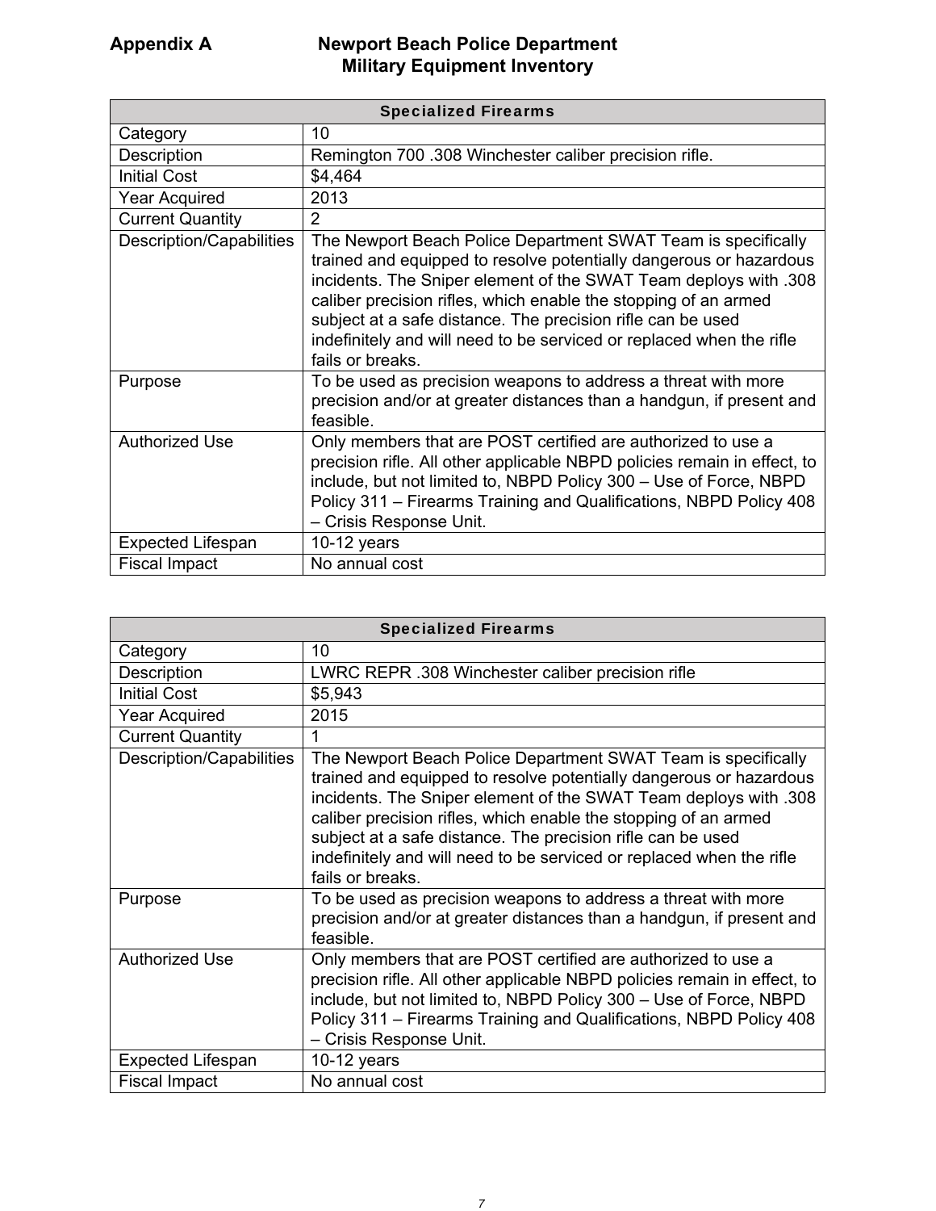# Appendix A Newport Beach Police Department Military Equipment Inventory

| Specialized Firearms | |
|---|---|
| Category | 10 |
| Description | Remington 700 .308 Winchester caliber precision rifle. |
| Initial Cost | $4,464 |
| Year Acquired | 2013 |
| Current Quantity | 2 |
| Description/Capabilities | The Newport Beach Police Department SWAT Team is specifically trained and equipped to resolve potentially dangerous or hazardous incidents. The Sniper element of the SWAT Team deploys with .308 caliber precision rifles, which enable the stopping of an armed subject at a safe distance. The precision rifle can be used indefinitely and will need to be serviced or replaced when the rifle fails or breaks. |
| Purpose | To be used as precision weapons to address a threat with more precision and/or at greater distances than a handgun, if present and feasible. |
| Authorized Use | Only members that are POST certified are authorized to use a precision rifle. All other applicable NBPD policies remain in effect, to include, but not limited to, NBPD Policy 300 – Use of Force, NBPD Policy 311 – Firearms Training and Qualifications, NBPD Policy 408 – Crisis Response Unit. |
| Expected Lifespan | 10-12 years |
| Fiscal Impact | No annual cost |

| Specialized Firearms | |
|---|---|
| Category | 10 |
| Description | LWRC REPR .308 Winchester caliber precision rifle |
| Initial Cost | $5,943 |
| Year Acquired | 2015 |
| Current Quantity | 1 |
| Description/Capabilities | The Newport Beach Police Department SWAT Team is specifically trained and equipped to resolve potentially dangerous or hazardous incidents. The Sniper element of the SWAT Team deploys with .308 caliber precision rifles, which enable the stopping of an armed subject at a safe distance. The precision rifle can be used indefinitely and will need to be serviced or replaced when the rifle fails or breaks. |
| Purpose | To be used as precision weapons to address a threat with more precision and/or at greater distances than a handgun, if present and feasible. |
| Authorized Use | Only members that are POST certified are authorized to use a precision rifle. All other applicable NBPD policies remain in effect, to include, but not limited to, NBPD Policy 300 – Use of Force, NBPD Policy 311 – Firearms Training and Qualifications, NBPD Policy 408 – Crisis Response Unit. |
| Expected Lifespan | 10-12 years |
| Fiscal Impact | No annual cost |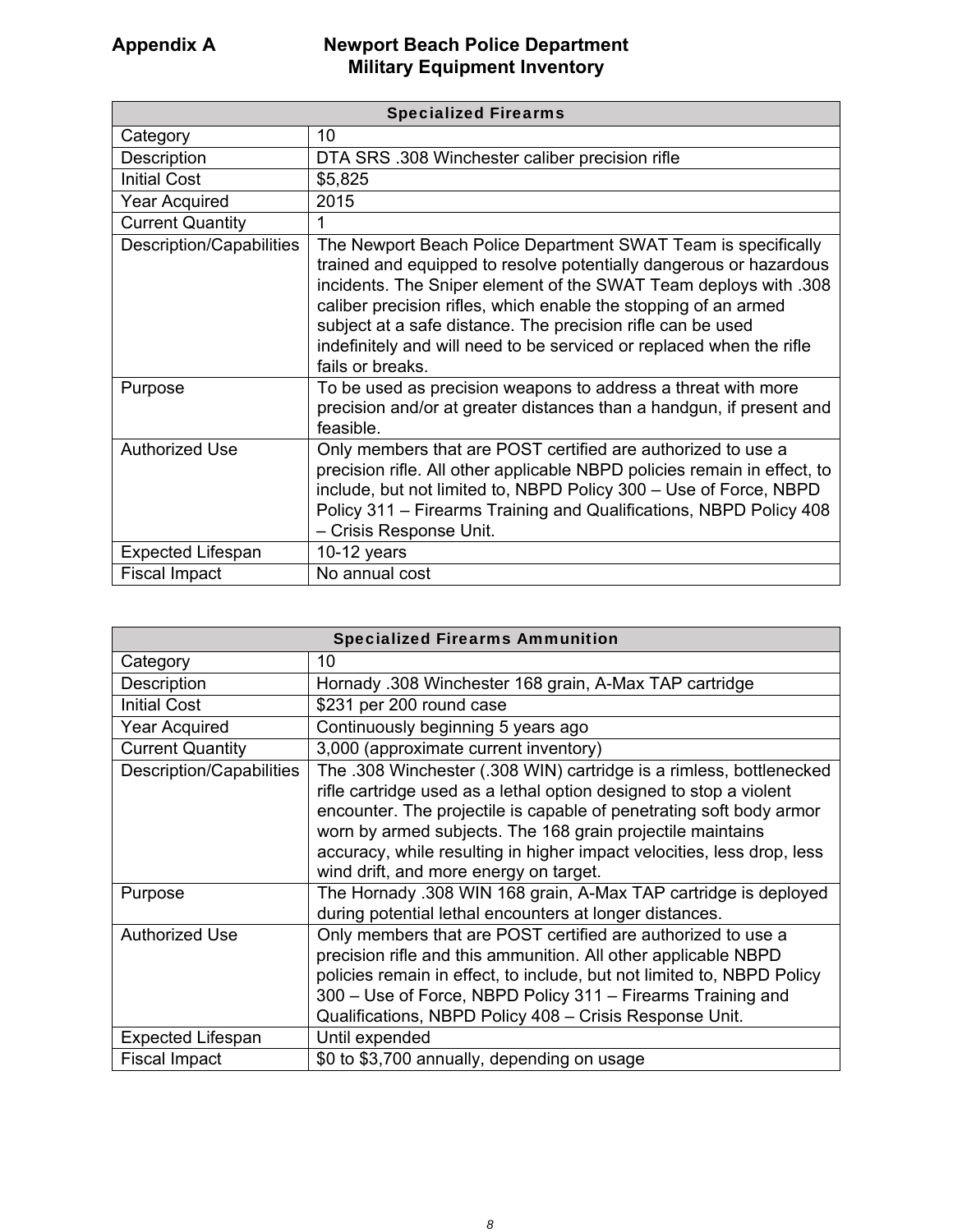**Appendix A** **Newport Beach Police Department Military Equipment Inventory**

| Specialized Firearms | |
|---|---|
| Category | 10 |
| Description | DTA SRS .308 Winchester caliber precision rifle |
| Initial Cost | $5,825 |
| Year Acquired | 2015 |
| Current Quantity | 1 |
| Description/Capabilities | The Newport Beach Police Department SWAT Team is specifically trained and equipped to resolve potentially dangerous or hazardous incidents. The Sniper element of the SWAT Team deploys with .308 caliber precision rifles, which enable the stopping of an armed subject at a safe distance. The precision rifle can be used indefinitely and will need to be serviced or replaced when the rifle fails or breaks. |
| Purpose | To be used as precision weapons to address a threat with more precision and/or at greater distances than a handgun, if present and feasible. |
| Authorized Use | Only members that are POST certified are authorized to use a precision rifle. All other applicable NBPD policies remain in effect, to include, but not limited to, NBPD Policy 300 – Use of Force, NBPD Policy 311 – Firearms Training and Qualifications, NBPD Policy 408 – Crisis Response Unit. |
| Expected Lifespan | 10-12 years |
| Fiscal Impact | No annual cost |

| Specialized Firearms Ammunition | |
|---|---|
| Category | 10 |
| Description | Hornady .308 Winchester 168 grain, A-Max TAP cartridge |
| Initial Cost | $231 per 200 round case |
| Year Acquired | Continuously beginning 5 years ago |
| Current Quantity | 3,000 (approximate current inventory) |
| Description/Capabilities | The .308 Winchester (.308 WIN) cartridge is a rimless, bottlenecked rifle cartridge used as a lethal option designed to stop a violent encounter. The projectile is capable of penetrating soft body armor worn by armed subjects. The 168 grain projectile maintains accuracy, while resulting in higher impact velocities, less drop, less wind drift, and more energy on target. |
| Purpose | The Hornady .308 WIN 168 grain, A-Max TAP cartridge is deployed during potential lethal encounters at longer distances. |
| Authorized Use | Only members that are POST certified are authorized to use a precision rifle and this ammunition. All other applicable NBPD policies remain in effect, to include, but not limited to, NBPD Policy 300 – Use of Force, NBPD Policy 311 – Firearms Training and Qualifications, NBPD Policy 408 – Crisis Response Unit. |
| Expected Lifespan | Until expended |
| Fiscal Impact | $0 to $3,700 annually, depending on usage |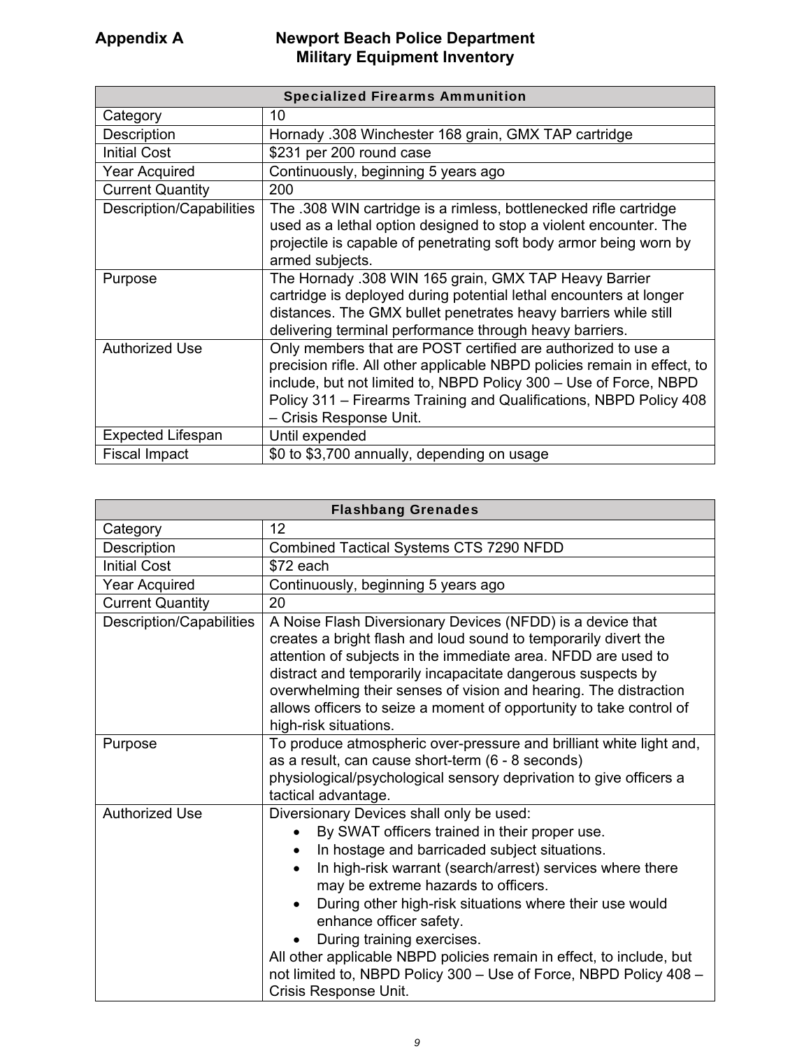**Appendix A** **Newport Beach Police Department Military Equipment Inventory**

| Specialized Firearms Ammunition | |
|---|---|
| Category | 10 |
| Description | Hornady .308 Winchester 168 grain, GMX TAP cartridge |
| Initial Cost | $231 per 200 round case |
| Year Acquired | Continuously, beginning 5 years ago |
| Current Quantity | 200 |
| Description/Capabilities | The .308 WIN cartridge is a rimless, bottlenecked rifle cartridge used as a lethal option designed to stop a violent encounter. The projectile is capable of penetrating soft body armor being worn by armed subjects. |
| Purpose | The Hornady .308 WIN 165 grain, GMX TAP Heavy Barrier cartridge is deployed during potential lethal encounters at longer distances. The GMX bullet penetrates heavy barriers while still delivering terminal performance through heavy barriers. |
| Authorized Use | Only members that are POST certified are authorized to use a precision rifle. All other applicable NBPD policies remain in effect, to include, but not limited to, NBPD Policy 300 – Use of Force, NBPD Policy 311 – Firearms Training and Qualifications, NBPD Policy 408 – Crisis Response Unit. |
| Expected Lifespan | Until expended |
| Fiscal Impact | $0 to $3,700 annually, depending on usage |

| Flashbang Grenades | |
|---|---|
| Category | 12 |
| Description | Combined Tactical Systems CTS 7290 NFDD |
| Initial Cost | $72 each |
| Year Acquired | Continuously, beginning 5 years ago |
| Current Quantity | 20 |
| Description/Capabilities | A Noise Flash Diversionary Devices (NFDD) is a device that creates a bright flash and loud sound to temporarily divert the attention of subjects in the immediate area. NFDD are used to distract and temporarily incapacitate dangerous suspects by overwhelming their senses of vision and hearing. The distraction allows officers to seize a moment of opportunity to take control of high-risk situations. |
| Purpose | To produce atmospheric over-pressure and brilliant white light and, as a result, can cause short-term (6 - 8 seconds) physiological/psychological sensory deprivation to give officers a tactical advantage. |
| Authorized Use | Diversionary Devices shall only be used: <br>• By SWAT officers trained in their proper use. <br>• In hostage and barricaded subject situations. <br>• In high-risk warrant (search/arrest) services where there may be extreme hazards to officers. <br>• During other high-risk situations where their use would enhance officer safety. <br>• During training exercises. <br>All other applicable NBPD policies remain in effect, to include, but not limited to, NBPD Policy 300 – Use of Force, NBPD Policy 408 – Crisis Response Unit. |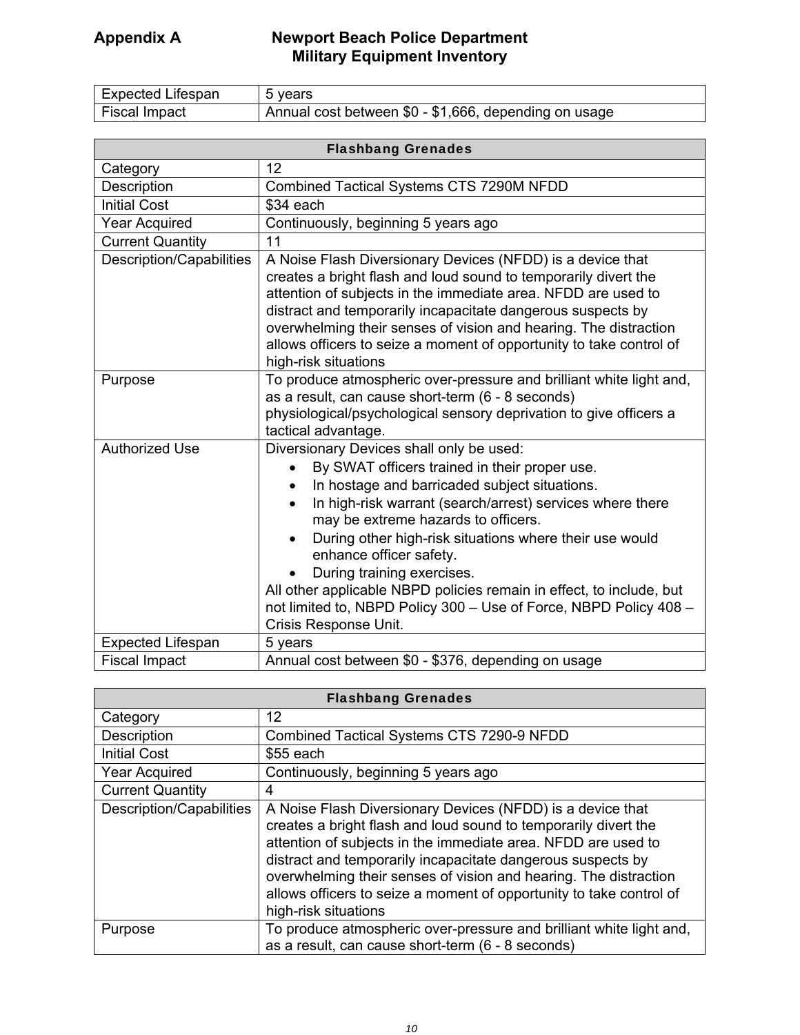## Appendix A Newport Beach Police Department Military Equipment Inventory

| | |
|---|---|
| Expected Lifespan | 5 years |
| Fiscal Impact | Annual cost between $0 - $1,666, depending on usage |

| Flashbang Grenades | |
|---|---|
| Category | 12 |
| Description | Combined Tactical Systems CTS 7290M NFDD |
| Initial Cost | $34 each |
| Year Acquired | Continuously, beginning 5 years ago |
| Current Quantity | 11 |
| Description/Capabilities | A Noise Flash Diversionary Devices (NFDD) is a device that creates a bright flash and loud sound to temporarily divert the attention of subjects in the immediate area. NFDD are used to distract and temporarily incapacitate dangerous suspects by overwhelming their senses of vision and hearing. The distraction allows officers to seize a moment of opportunity to take control of high-risk situations |
| Purpose | To produce atmospheric over-pressure and brilliant white light and, as a result, can cause short-term (6 - 8 seconds) physiological/psychological sensory deprivation to give officers a tactical advantage. |
| Authorized Use | Diversionary Devices shall only be used:<br>• By SWAT officers trained in their proper use.<br>• In hostage and barricaded subject situations.<br>• In high-risk warrant (search/arrest) services where there may be extreme hazards to officers.<br>• During other high-risk situations where their use would enhance officer safety.<br>• During training exercises.<br>All other applicable NBPD policies remain in effect, to include, but not limited to, NBPD Policy 300 – Use of Force, NBPD Policy 408 – Crisis Response Unit. |
| Expected Lifespan | 5 years |
| Fiscal Impact | Annual cost between $0 - $376, depending on usage |

| Flashbang Grenades | |
|---|---|
| Category | 12 |
| Description | Combined Tactical Systems CTS 7290-9 NFDD |
| Initial Cost | $55 each |
| Year Acquired | Continuously, beginning 5 years ago |
| Current Quantity | 4 |
| Description/Capabilities | A Noise Flash Diversionary Devices (NFDD) is a device that creates a bright flash and loud sound to temporarily divert the attention of subjects in the immediate area. NFDD are used to distract and temporarily incapacitate dangerous suspects by overwhelming their senses of vision and hearing. The distraction allows officers to seize a moment of opportunity to take control of high-risk situations |
| Purpose | To produce atmospheric over-pressure and brilliant white light and, as a result, can cause short-term (6 - 8 seconds) |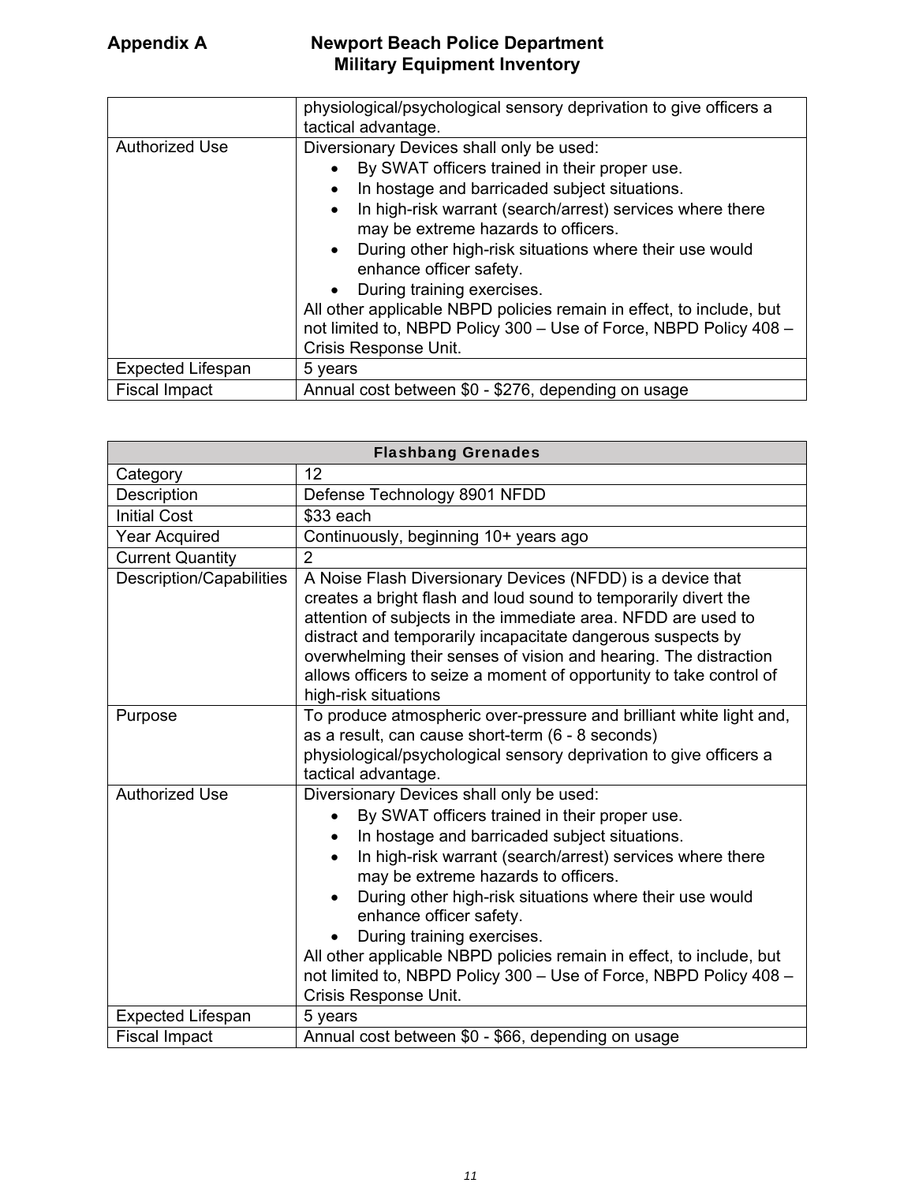| | |
|---|---|
| | physiological/psychological sensory deprivation to give officers a tactical advantage. |
| Authorized Use | Diversionary Devices shall only be used:<br>• By SWAT officers trained in their proper use.<br>• In hostage and barricaded subject situations.<br>• In high-risk warrant (search/arrest) services where there may be extreme hazards to officers.<br>• During other high-risk situations where their use would enhance officer safety.<br>• During training exercises.<br>All other applicable NBPD policies remain in effect, to include, but not limited to, NBPD Policy 300 – Use of Force, NBPD Policy 408 – Crisis Response Unit. |
| Expected Lifespan | 5 years |
| Fiscal Impact | Annual cost between $0 - $276, depending on usage |

| Flashbang Grenades | |
|---|---|
| Category | 12 |
| Description | Defense Technology 8901 NFDD |
| Initial Cost | $33 each |
| Year Acquired | Continuously, beginning 10+ years ago |
| Current Quantity | 2 |
| Description/Capabilities | A Noise Flash Diversionary Devices (NFDD) is a device that creates a bright flash and loud sound to temporarily divert the attention of subjects in the immediate area. NFDD are used to distract and temporarily incapacitate dangerous suspects by overwhelming their senses of vision and hearing. The distraction allows officers to seize a moment of opportunity to take control of high-risk situations |
| Purpose | To produce atmospheric over-pressure and brilliant white light and, as a result, can cause short-term (6 - 8 seconds) physiological/psychological sensory deprivation to give officers a tactical advantage. |
| Authorized Use | Diversionary Devices shall only be used:<br>• By SWAT officers trained in their proper use.<br>• In hostage and barricaded subject situations.<br>• In high-risk warrant (search/arrest) services where there may be extreme hazards to officers.<br>• During other high-risk situations where their use would enhance officer safety.<br>• During training exercises.<br>All other applicable NBPD policies remain in effect, to include, but not limited to, NBPD Policy 300 – Use of Force, NBPD Policy 408 – Crisis Response Unit. |
| Expected Lifespan | 5 years |
| Fiscal Impact | Annual cost between $0 - $66, depending on usage |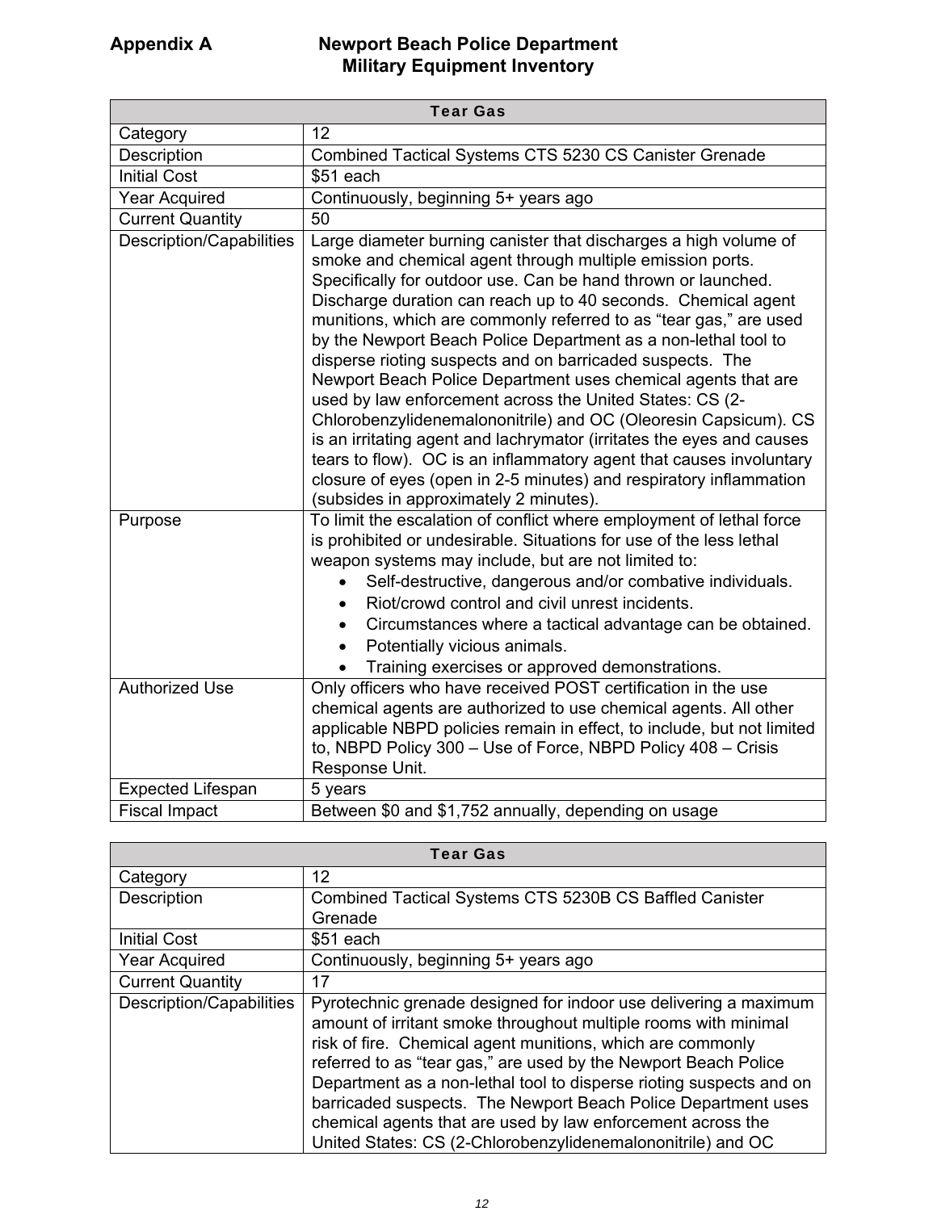**Appendix A** **Newport Beach Police Department Military Equipment Inventory**

| Tear Gas | |
|---|---|
| Category | 12 |
| Description | Combined Tactical Systems CTS 5230 CS Canister Grenade |
| Initial Cost | $51 each |
| Year Acquired | Continuously, beginning 5+ years ago |
| Current Quantity | 50 |
| Description/Capabilities | Large diameter burning canister that discharges a high volume of smoke and chemical agent through multiple emission ports. Specifically for outdoor use. Can be hand thrown or launched. Discharge duration can reach up to 40 seconds. Chemical agent munitions, which are commonly referred to as "tear gas," are used by the Newport Beach Police Department as a non-lethal tool to disperse rioting suspects and on barricaded suspects. The Newport Beach Police Department uses chemical agents that are used by law enforcement across the United States: CS (2-Chlorobenzylidenemalononitrile) and OC (Oleoresin Capsicum). CS is an irritating agent and lachrymator (irritates the eyes and causes tears to flow). OC is an inflammatory agent that causes involuntary closure of eyes (open in 2-5 minutes) and respiratory inflammation (subsides in approximately 2 minutes). |
| Purpose | To limit the escalation of conflict where employment of lethal force is prohibited or undesirable. Situations for use of the less lethal weapon systems may include, but are not limited to: <br>• Self-destructive, dangerous and/or combative individuals. <br>• Riot/crowd control and civil unrest incidents. <br>• Circumstances where a tactical advantage can be obtained. <br>• Potentially vicious animals. <br>• Training exercises or approved demonstrations. |
| Authorized Use | Only officers who have received POST certification in the use chemical agents are authorized to use chemical agents. All other applicable NBPD policies remain in effect, to include, but not limited to, NBPD Policy 300 – Use of Force, NBPD Policy 408 – Crisis Response Unit. |
| Expected Lifespan | 5 years |
| Fiscal Impact | Between $0 and $1,752 annually, depending on usage |

| Tear Gas | |
|---|---|
| Category | 12 |
| Description | Combined Tactical Systems CTS 5230B CS Baffled Canister Grenade |
| Initial Cost | $51 each |
| Year Acquired | Continuously, beginning 5+ years ago |
| Current Quantity | 17 |
| Description/Capabilities | Pyrotechnic grenade designed for indoor use delivering a maximum amount of irritant smoke throughout multiple rooms with minimal risk of fire. Chemical agent munitions, which are commonly referred to as "tear gas," are used by the Newport Beach Police Department as a non-lethal tool to disperse rioting suspects and on barricaded suspects. The Newport Beach Police Department uses chemical agents that are used by law enforcement across the United States: CS (2-Chlorobenzylidenemalononitrile) and OC |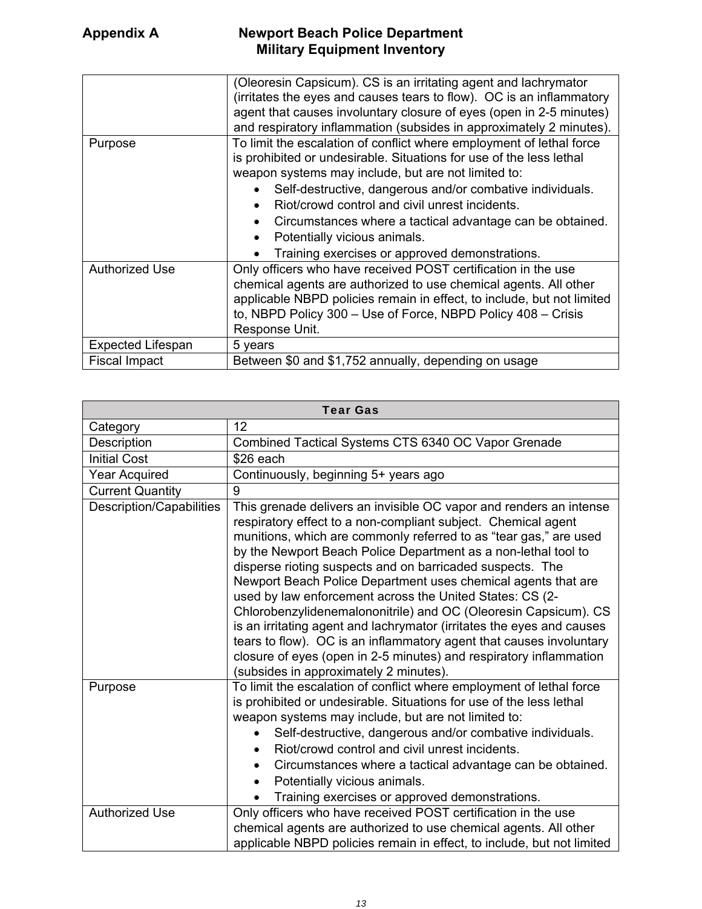**Appendix A** **Newport Beach Police Department Military Equipment Inventory**

| | |
|---|---|
| | (Oleoresin Capsicum). CS is an irritating agent and lachrymator (irritates the eyes and causes tears to flow). OC is an inflammatory agent that causes involuntary closure of eyes (open in 2-5 minutes) and respiratory inflammation (subsides in approximately 2 minutes). |
| Purpose | To limit the escalation of conflict where employment of lethal force is prohibited or undesirable. Situations for use of the less lethal weapon systems may include, but are not limited to: <br>• Self-destructive, dangerous and/or combative individuals. <br>• Riot/crowd control and civil unrest incidents. <br>• Circumstances where a tactical advantage can be obtained. <br>• Potentially vicious animals. <br>• Training exercises or approved demonstrations. |
| Authorized Use | Only officers who have received POST certification in the use chemical agents are authorized to use chemical agents. All other applicable NBPD policies remain in effect, to include, but not limited to, NBPD Policy 300 – Use of Force, NBPD Policy 408 – Crisis Response Unit. |
| Expected Lifespan | 5 years |
| Fiscal Impact | Between $0 and $1,752 annually, depending on usage |

| **Tear Gas** | |
|---|---|
| Category | 12 |
| Description | Combined Tactical Systems CTS 6340 OC Vapor Grenade |
| Initial Cost | $26 each |
| Year Acquired | Continuously, beginning 5+ years ago |
| Current Quantity | 9 |
| Description/Capabilities | This grenade delivers an invisible OC vapor and renders an intense respiratory effect to a non-compliant subject. Chemical agent munitions, which are commonly referred to as "tear gas," are used by the Newport Beach Police Department as a non-lethal tool to disperse rioting suspects and on barricaded suspects. The Newport Beach Police Department uses chemical agents that are used by law enforcement across the United States: CS (2-Chlorobenzylidenemalononitrile) and OC (Oleoresin Capsicum). CS is an irritating agent and lachrymator (irritates the eyes and causes tears to flow). OC is an inflammatory agent that causes involuntary closure of eyes (open in 2-5 minutes) and respiratory inflammation (subsides in approximately 2 minutes). |
| Purpose | To limit the escalation of conflict where employment of lethal force is prohibited or undesirable. Situations for use of the less lethal weapon systems may include, but are not limited to: <br>• Self-destructive, dangerous and/or combative individuals. <br>• Riot/crowd control and civil unrest incidents. <br>• Circumstances where a tactical advantage can be obtained. <br>• Potentially vicious animals. <br>• Training exercises or approved demonstrations. |
| Authorized Use | Only officers who have received POST certification in the use chemical agents are authorized to use chemical agents. All other applicable NBPD policies remain in effect, to include, but not limited |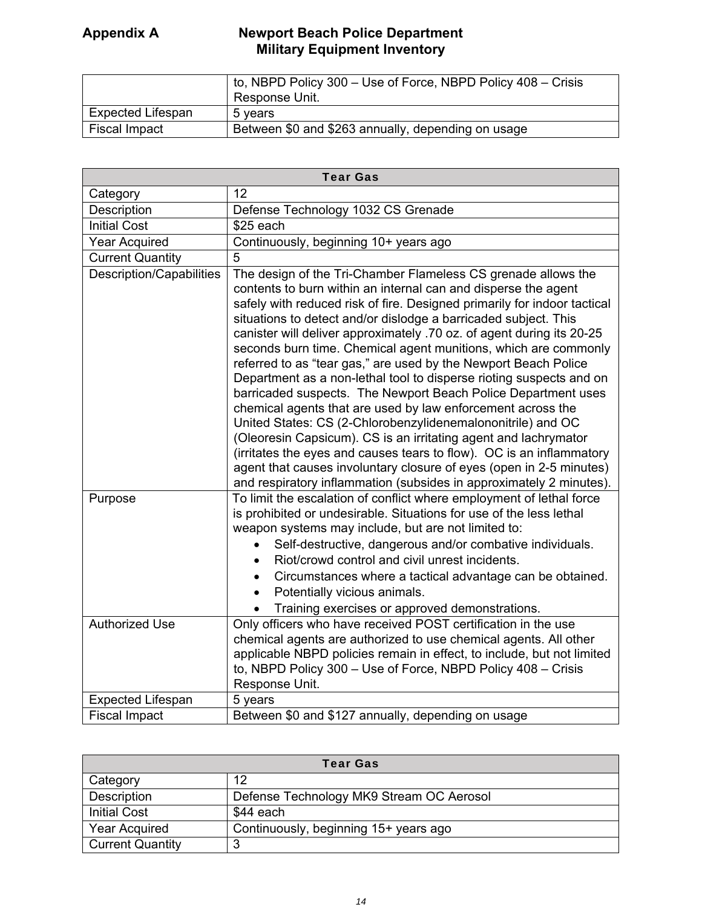## Appendix A Newport Beach Police Department Military Equipment Inventory

| | |
|---|---|
| | to, NBPD Policy 300 – Use of Force, NBPD Policy 408 – Crisis Response Unit. |
| Expected Lifespan | 5 years |
| Fiscal Impact | Between $0 and $263 annually, depending on usage |

| Tear Gas | |
|---|---|
| Category | 12 |
| Description | Defense Technology 1032 CS Grenade |
| Initial Cost | $25 each |
| Year Acquired | Continuously, beginning 10+ years ago |
| Current Quantity | 5 |
| Description/Capabilities | The design of the Tri-Chamber Flameless CS grenade allows the contents to burn within an internal can and disperse the agent safely with reduced risk of fire. Designed primarily for indoor tactical situations to detect and/or dislodge a barricaded subject. This canister will deliver approximately .70 oz. of agent during its 20-25 seconds burn time. Chemical agent munitions, which are commonly referred to as "tear gas," are used by the Newport Beach Police Department as a non-lethal tool to disperse rioting suspects and on barricaded suspects. The Newport Beach Police Department uses chemical agents that are used by law enforcement across the United States: CS (2-Chlorobenzylidenemalononitrile) and OC (Oleoresin Capsicum). CS is an irritating agent and lachrymator (irritates the eyes and causes tears to flow). OC is an inflammatory agent that causes involuntary closure of eyes (open in 2-5 minutes) and respiratory inflammation (subsides in approximately 2 minutes). |
| Purpose | To limit the escalation of conflict where employment of lethal force is prohibited or undesirable. Situations for use of the less lethal weapon systems may include, but are not limited to:<br>• Self-destructive, dangerous and/or combative individuals.<br>• Riot/crowd control and civil unrest incidents.<br>• Circumstances where a tactical advantage can be obtained.<br>• Potentially vicious animals.<br>• Training exercises or approved demonstrations. |
| Authorized Use | Only officers who have received POST certification in the use chemical agents are authorized to use chemical agents. All other applicable NBPD policies remain in effect, to include, but not limited to, NBPD Policy 300 – Use of Force, NBPD Policy 408 – Crisis Response Unit. |
| Expected Lifespan | 5 years |
| Fiscal Impact | Between $0 and $127 annually, depending on usage |

| Tear Gas | |
|---|---|
| Category | 12 |
| Description | Defense Technology MK9 Stream OC Aerosol |
| Initial Cost | $44 each |
| Year Acquired | Continuously, beginning 15+ years ago |
| Current Quantity | 3 |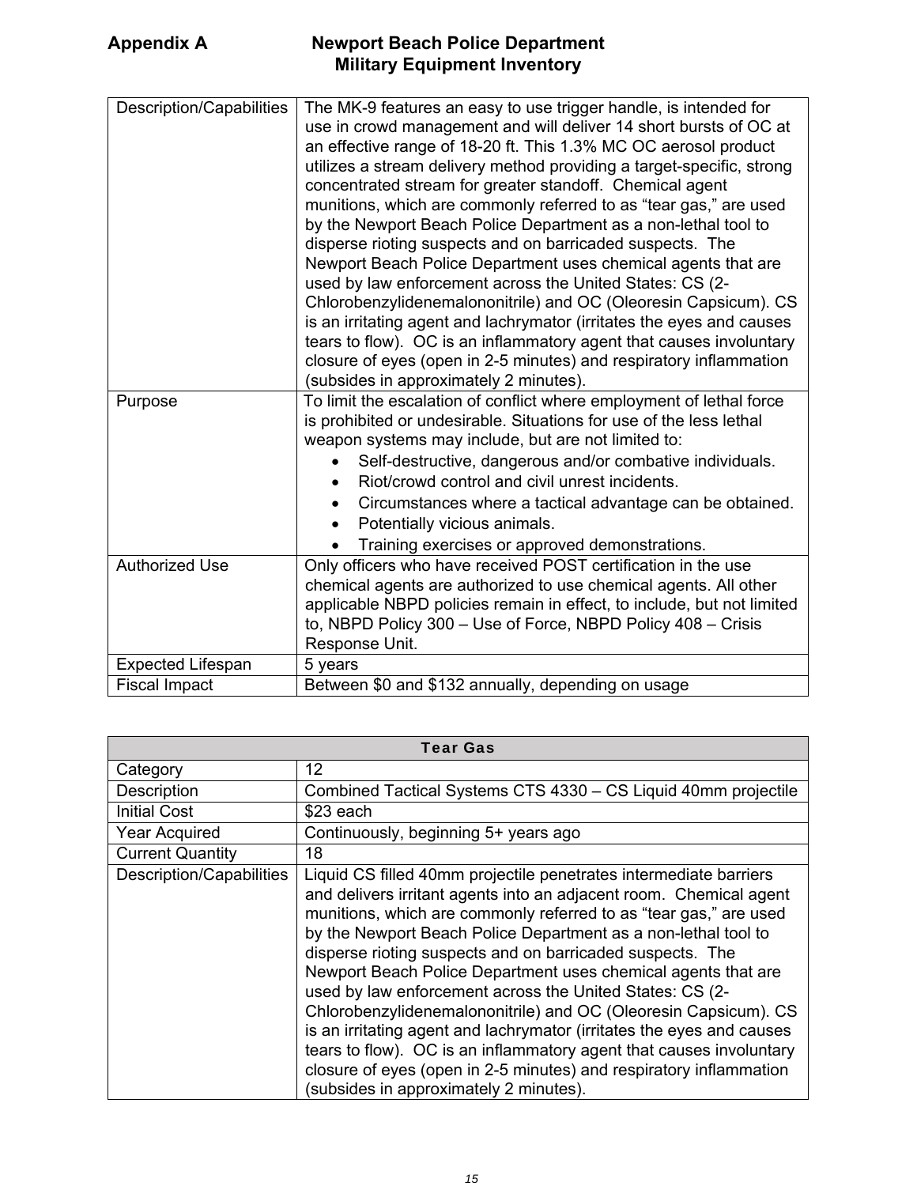**Appendix A** **Newport Beach Police Department Military Equipment Inventory**

| | |
|---|---|
| Description/Capabilities | The MK-9 features an easy to use trigger handle, is intended for use in crowd management and will deliver 14 short bursts of OC at an effective range of 18-20 ft. This 1.3% MC OC aerosol product utilizes a stream delivery method providing a target-specific, strong concentrated stream for greater standoff. Chemical agent munitions, which are commonly referred to as "tear gas," are used by the Newport Beach Police Department as a non-lethal tool to disperse rioting suspects and on barricaded suspects. The Newport Beach Police Department uses chemical agents that are used by law enforcement across the United States: CS (2-Chlorobenzylidenemalononitrile) and OC (Oleoresin Capsicum). CS is an irritating agent and lachrymator (irritates the eyes and causes tears to flow). OC is an inflammatory agent that causes involuntary closure of eyes (open in 2-5 minutes) and respiratory inflammation (subsides in approximately 2 minutes). |
| Purpose | To limit the escalation of conflict where employment of lethal force is prohibited or undesirable. Situations for use of the less lethal weapon systems may include, but are not limited to: <br>• Self-destructive, dangerous and/or combative individuals.<br>• Riot/crowd control and civil unrest incidents.<br>• Circumstances where a tactical advantage can be obtained.<br>• Potentially vicious animals.<br>• Training exercises or approved demonstrations. |
| Authorized Use | Only officers who have received POST certification in the use chemical agents are authorized to use chemical agents. All other applicable NBPD policies remain in effect, to include, but not limited to, NBPD Policy 300 – Use of Force, NBPD Policy 408 – Crisis Response Unit. |
| Expected Lifespan | 5 years |
| Fiscal Impact | Between $0 and $132 annually, depending on usage |

| Tear Gas | |
|---|---|
| Category | 12 |
| Description | Combined Tactical Systems CTS 4330 – CS Liquid 40mm projectile |
| Initial Cost | $23 each |
| Year Acquired | Continuously, beginning 5+ years ago |
| Current Quantity | 18 |
| Description/Capabilities | Liquid CS filled 40mm projectile penetrates intermediate barriers and delivers irritant agents into an adjacent room. Chemical agent munitions, which are commonly referred to as "tear gas," are used by the Newport Beach Police Department as a non-lethal tool to disperse rioting suspects and on barricaded suspects. The Newport Beach Police Department uses chemical agents that are used by law enforcement across the United States: CS (2-Chlorobenzylidenemalononitrile) and OC (Oleoresin Capsicum). CS is an irritating agent and lachrymator (irritates the eyes and causes tears to flow). OC is an inflammatory agent that causes involuntary closure of eyes (open in 2-5 minutes) and respiratory inflammation (subsides in approximately 2 minutes). |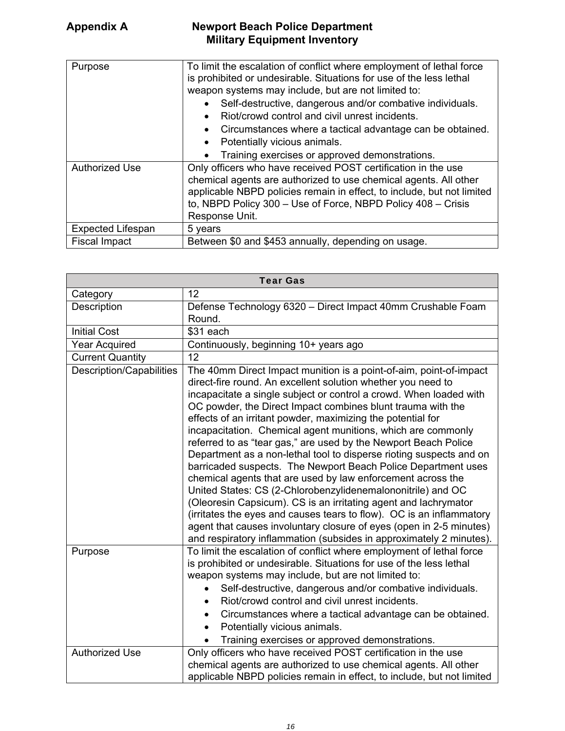**Appendix A** **Newport Beach Police Department Military Equipment Inventory**

| | |
|---|---|
| Purpose | To limit the escalation of conflict where employment of lethal force is prohibited or undesirable. Situations for use of the less lethal weapon systems may include, but are not limited to: <br>• Self-destructive, dangerous and/or combative individuals.<br>• Riot/crowd control and civil unrest incidents.<br>• Circumstances where a tactical advantage can be obtained.<br>• Potentially vicious animals.<br>• Training exercises or approved demonstrations. |
| Authorized Use | Only officers who have received POST certification in the use chemical agents are authorized to use chemical agents. All other applicable NBPD policies remain in effect, to include, but not limited to, NBPD Policy 300 – Use of Force, NBPD Policy 408 – Crisis Response Unit. |
| Expected Lifespan | 5 years |
| Fiscal Impact | Between $0 and $453 annually, depending on usage. |

| Tear Gas | |
|---|---|
| Category | 12 |
| Description | Defense Technology 6320 – Direct Impact 40mm Crushable Foam Round. |
| Initial Cost | $31 each |
| Year Acquired | Continuously, beginning 10+ years ago |
| Current Quantity | 12 |
| Description/Capabilities | The 40mm Direct Impact munition is a point-of-aim, point-of-impact direct-fire round. An excellent solution whether you need to incapacitate a single subject or control a crowd. When loaded with OC powder, the Direct Impact combines blunt trauma with the effects of an irritant powder, maximizing the potential for incapacitation. Chemical agent munitions, which are commonly referred to as “tear gas,” are used by the Newport Beach Police Department as a non-lethal tool to disperse rioting suspects and on barricaded suspects. The Newport Beach Police Department uses chemical agents that are used by law enforcement across the United States: CS (2-Chlorobenzylidenemalononitrile) and OC (Oleoresin Capsicum). CS is an irritating agent and lachrymator (irritates the eyes and causes tears to flow). OC is an inflammatory agent that causes involuntary closure of eyes (open in 2-5 minutes) and respiratory inflammation (subsides in approximately 2 minutes). |
| Purpose | To limit the escalation of conflict where employment of lethal force is prohibited or undesirable. Situations for use of the less lethal weapon systems may include, but are not limited to: <br>• Self-destructive, dangerous and/or combative individuals.<br>• Riot/crowd control and civil unrest incidents.<br>• Circumstances where a tactical advantage can be obtained.<br>• Potentially vicious animals.<br>• Training exercises or approved demonstrations. |
| Authorized Use | Only officers who have received POST certification in the use chemical agents are authorized to use chemical agents. All other applicable NBPD policies remain in effect, to include, but not limited |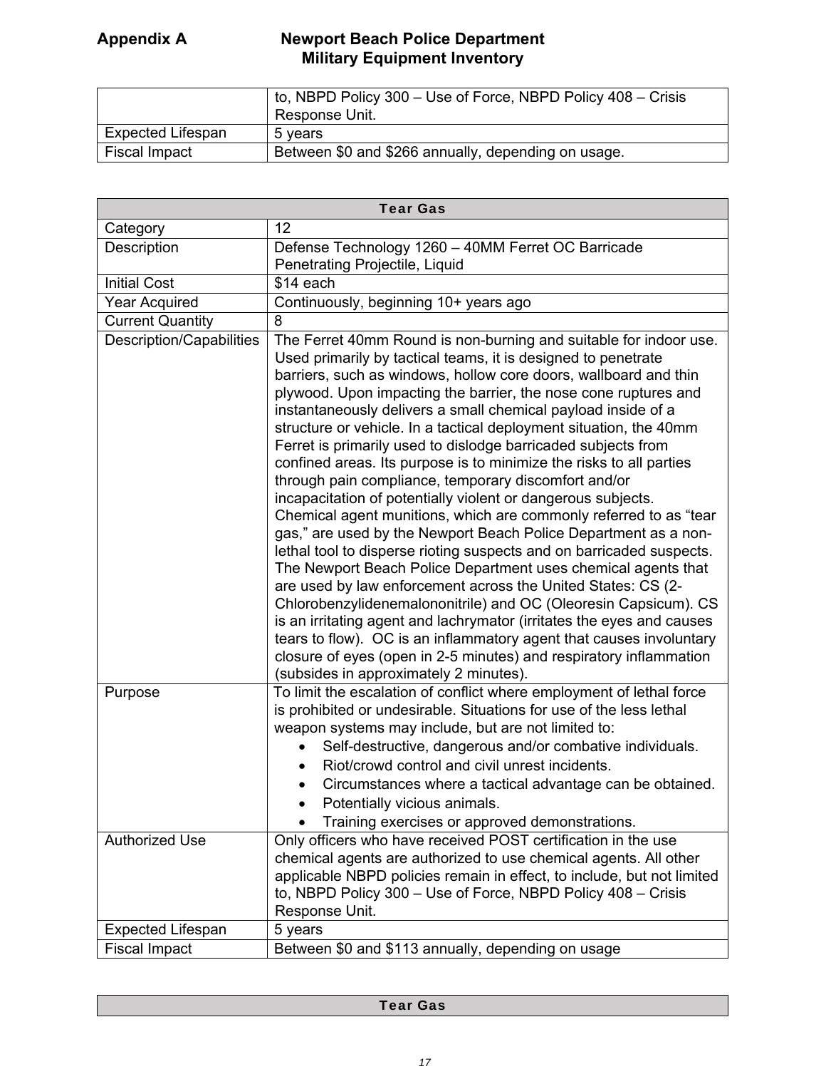| | |
|---|---|
| | to, NBPD Policy 300 – Use of Force, NBPD Policy 408 – Crisis Response Unit. |
| Expected Lifespan | 5 years |
| Fiscal Impact | Between $0 and $266 annually, depending on usage. |

| Tear Gas | |
|---|---|
| Category | 12 |
| Description | Defense Technology 1260 – 40MM Ferret OC Barricade Penetrating Projectile, Liquid |
| Initial Cost | $14 each |
| Year Acquired | Continuously, beginning 10+ years ago |
| Current Quantity | 8 |
| Description/Capabilities | The Ferret 40mm Round is non-burning and suitable for indoor use. Used primarily by tactical teams, it is designed to penetrate barriers, such as windows, hollow core doors, wallboard and thin plywood. Upon impacting the barrier, the nose cone ruptures and instantaneously delivers a small chemical payload inside of a structure or vehicle. In a tactical deployment situation, the 40mm Ferret is primarily used to dislodge barricaded subjects from confined areas. Its purpose is to minimize the risks to all parties through pain compliance, temporary discomfort and/or incapacitation of potentially violent or dangerous subjects. Chemical agent munitions, which are commonly referred to as "tear gas," are used by the Newport Beach Police Department as a non-lethal tool to disperse rioting suspects and on barricaded suspects. The Newport Beach Police Department uses chemical agents that are used by law enforcement across the United States: CS (2-Chlorobenzylidenemalononitrile) and OC (Oleoresin Capsicum). CS is an irritating agent and lachrymator (irritates the eyes and causes tears to flow). OC is an inflammatory agent that causes involuntary closure of eyes (open in 2-5 minutes) and respiratory inflammation (subsides in approximately 2 minutes). |
| Purpose | To limit the escalation of conflict where employment of lethal force is prohibited or undesirable. Situations for use of the less lethal weapon systems may include, but are not limited to:<br>• Self-destructive, dangerous and/or combative individuals.<br>• Riot/crowd control and civil unrest incidents.<br>• Circumstances where a tactical advantage can be obtained.<br>• Potentially vicious animals.<br>• Training exercises or approved demonstrations. |
| Authorized Use | Only officers who have received POST certification in the use chemical agents are authorized to use chemical agents. All other applicable NBPD policies remain in effect, to include, but not limited to, NBPD Policy 300 – Use of Force, NBPD Policy 408 – Crisis Response Unit. |
| Expected Lifespan | 5 years |
| Fiscal Impact | Between $0 and $113 annually, depending on usage |

| Tear Gas |
|---|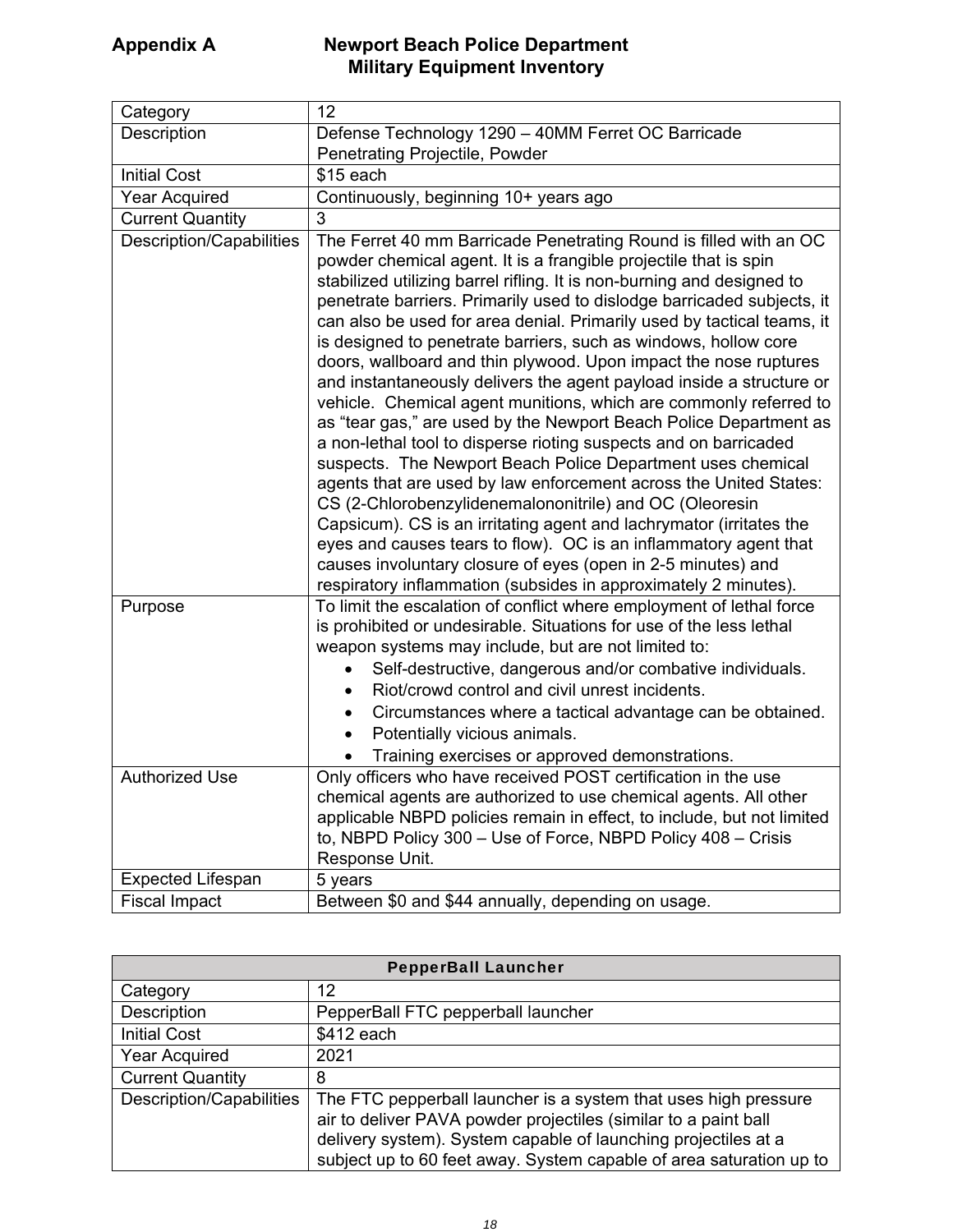**Appendix A** **Newport Beach Police Department Military Equipment Inventory**

| Category | 12 |
|---|---|
| Description | Defense Technology 1290 – 40MM Ferret OC Barricade Penetrating Projectile, Powder |
| Initial Cost | $15 each |
| Year Acquired | Continuously, beginning 10+ years ago |
| Current Quantity | 3 |
| Description/Capabilities | The Ferret 40 mm Barricade Penetrating Round is filled with an OC powder chemical agent. It is a frangible projectile that is spin stabilized utilizing barrel rifling. It is non-burning and designed to penetrate barriers. Primarily used to dislodge barricaded subjects, it can also be used for area denial. Primarily used by tactical teams, it is designed to penetrate barriers, such as windows, hollow core doors, wallboard and thin plywood. Upon impact the nose ruptures and instantaneously delivers the agent payload inside a structure or vehicle. Chemical agent munitions, which are commonly referred to as "tear gas," are used by the Newport Beach Police Department as a non-lethal tool to disperse rioting suspects and on barricaded suspects. The Newport Beach Police Department uses chemical agents that are used by law enforcement across the United States: CS (2-Chlorobenzylidenemalononitrile) and OC (Oleoresin Capsicum). CS is an irritating agent and lachrymator (irritates the eyes and causes tears to flow). OC is an inflammatory agent that causes involuntary closure of eyes (open in 2-5 minutes) and respiratory inflammation (subsides in approximately 2 minutes). |
| Purpose | To limit the escalation of conflict where employment of lethal force is prohibited or undesirable. Situations for use of the less lethal weapon systems may include, but are not limited to:<br>• Self-destructive, dangerous and/or combative individuals.<br>• Riot/crowd control and civil unrest incidents.<br>• Circumstances where a tactical advantage can be obtained.<br>• Potentially vicious animals.<br>• Training exercises or approved demonstrations. |
| Authorized Use | Only officers who have received POST certification in the use chemical agents are authorized to use chemical agents. All other applicable NBPD policies remain in effect, to include, but not limited to, NBPD Policy 300 – Use of Force, NBPD Policy 408 – Crisis Response Unit. |
| Expected Lifespan | 5 years |
| Fiscal Impact | Between $0 and $44 annually, depending on usage. |

| **PepperBall Launcher** | |
|---|---|
| Category | 12 |
| Description | PepperBall FTC pepperball launcher |
| Initial Cost | $412 each |
| Year Acquired | 2021 |
| Current Quantity | 8 |
| Description/Capabilities | The FTC pepperball launcher is a system that uses high pressure air to deliver PAVA powder projectiles (similar to a paint ball delivery system). System capable of launching projectiles at a subject up to 60 feet away. System capable of area saturation up to |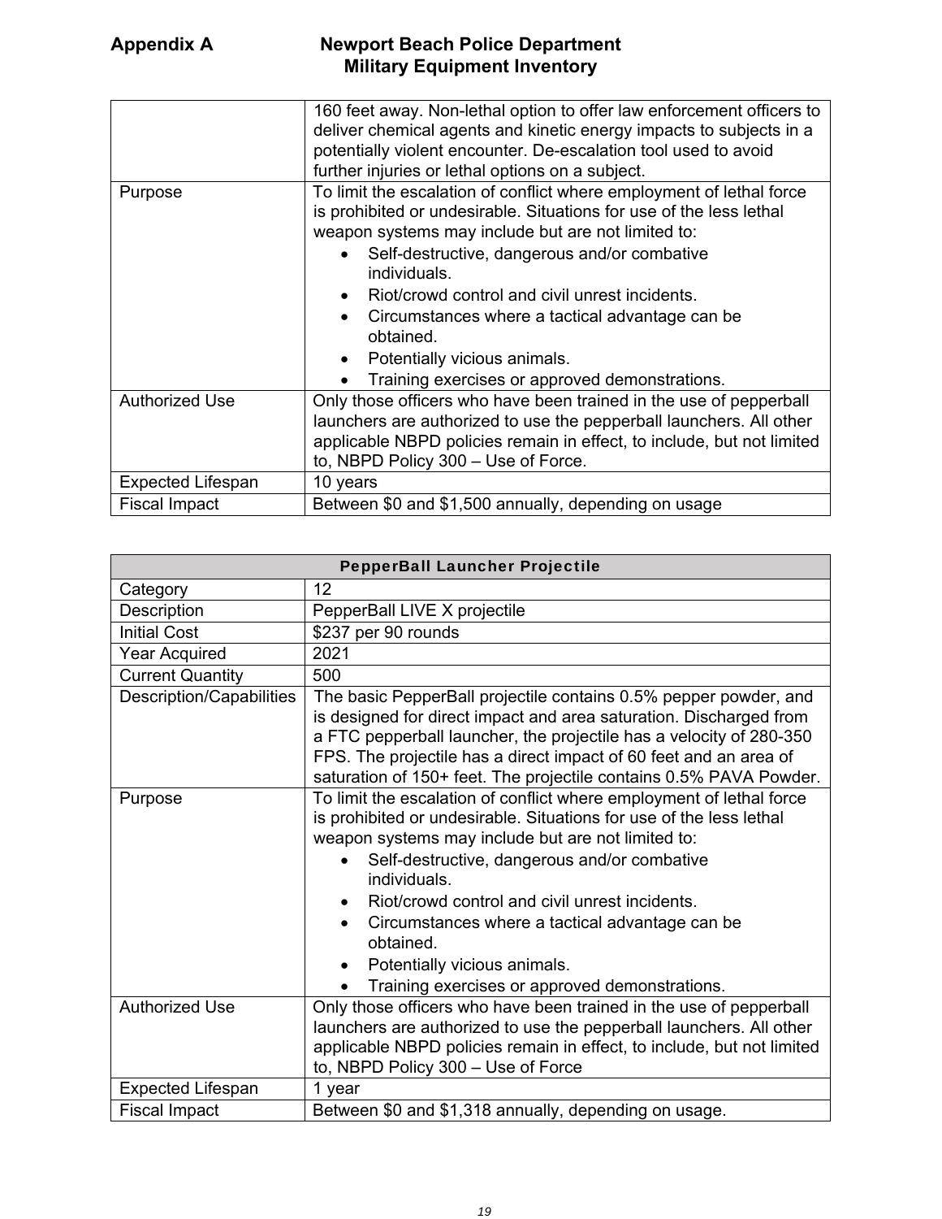## Appendix A Newport Beach Police Department Military Equipment Inventory

| | |
|---|---|
| | 160 feet away. Non-lethal option to offer law enforcement officers to deliver chemical agents and kinetic energy impacts to subjects in a potentially violent encounter. De-escalation tool used to avoid further injuries or lethal options on a subject. |
| Purpose | To limit the escalation of conflict where employment of lethal force is prohibited or undesirable. Situations for use of the less lethal weapon systems may include but are not limited to:<br>• Self-destructive, dangerous and/or combative individuals.<br>• Riot/crowd control and civil unrest incidents.<br>• Circumstances where a tactical advantage can be obtained.<br>• Potentially vicious animals.<br>• Training exercises or approved demonstrations. |
| Authorized Use | Only those officers who have been trained in the use of pepperball launchers are authorized to use the pepperball launchers. All other applicable NBPD policies remain in effect, to include, but not limited to, NBPD Policy 300 – Use of Force. |
| Expected Lifespan | 10 years |
| Fiscal Impact | Between $0 and $1,500 annually, depending on usage |

| PepperBall Launcher Projectile | |
|---|---|
| Category | 12 |
| Description | PepperBall LIVE X projectile |
| Initial Cost | $237 per 90 rounds |
| Year Acquired | 2021 |
| Current Quantity | 500 |
| Description/Capabilities | The basic PepperBall projectile contains 0.5% pepper powder, and is designed for direct impact and area saturation. Discharged from a FTC pepperball launcher, the projectile has a velocity of 280-350 FPS. The projectile has a direct impact of 60 feet and an area of saturation of 150+ feet. The projectile contains 0.5% PAVA Powder. |
| Purpose | To limit the escalation of conflict where employment of lethal force is prohibited or undesirable. Situations for use of the less lethal weapon systems may include but are not limited to:<br>• Self-destructive, dangerous and/or combative individuals.<br>• Riot/crowd control and civil unrest incidents.<br>• Circumstances where a tactical advantage can be obtained.<br>• Potentially vicious animals.<br>• Training exercises or approved demonstrations. |
| Authorized Use | Only those officers who have been trained in the use of pepperball launchers are authorized to use the pepperball launchers. All other applicable NBPD policies remain in effect, to include, but not limited to, NBPD Policy 300 – Use of Force |
| Expected Lifespan | 1 year |
| Fiscal Impact | Between $0 and $1,318 annually, depending on usage. |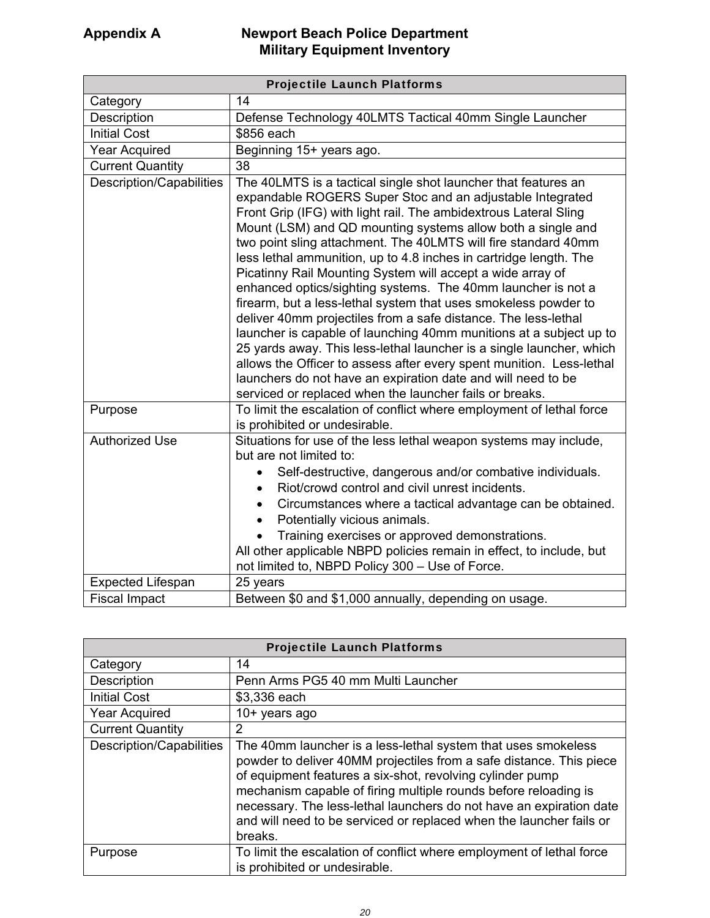# Appendix A — Newport Beach Police Department Military Equipment Inventory

| Projectile Launch Platforms | |
|---|---|
| Category | 14 |
| Description | Defense Technology 40LMTS Tactical 40mm Single Launcher |
| Initial Cost | $856 each |
| Year Acquired | Beginning 15+ years ago. |
| Current Quantity | 38 |
| Description/Capabilities | The 40LMTS is a tactical single shot launcher that features an expandable ROGERS Super Stoc and an adjustable Integrated Front Grip (IFG) with light rail. The ambidextrous Lateral Sling Mount (LSM) and QD mounting systems allow both a single and two point sling attachment. The 40LMTS will fire standard 40mm less lethal ammunition, up to 4.8 inches in cartridge length. The Picatinny Rail Mounting System will accept a wide array of enhanced optics/sighting systems. The 40mm launcher is not a firearm, but a less-lethal system that uses smokeless powder to deliver 40mm projectiles from a safe distance. The less-lethal launcher is capable of launching 40mm munitions at a subject up to 25 yards away. This less-lethal launcher is a single launcher, which allows the Officer to assess after every spent munition. Less-lethal launchers do not have an expiration date and will need to be serviced or replaced when the launcher fails or breaks. |
| Purpose | To limit the escalation of conflict where employment of lethal force is prohibited or undesirable. |
| Authorized Use | Situations for use of the less lethal weapon systems may include, but are not limited to:<br>• Self-destructive, dangerous and/or combative individuals.<br>• Riot/crowd control and civil unrest incidents.<br>• Circumstances where a tactical advantage can be obtained.<br>• Potentially vicious animals.<br>• Training exercises or approved demonstrations.<br>All other applicable NBPD policies remain in effect, to include, but not limited to, NBPD Policy 300 – Use of Force. |
| Expected Lifespan | 25 years |
| Fiscal Impact | Between $0 and $1,000 annually, depending on usage. |

| Projectile Launch Platforms | |
|---|---|
| Category | 14 |
| Description | Penn Arms PG5 40 mm Multi Launcher |
| Initial Cost | $3,336 each |
| Year Acquired | 10+ years ago |
| Current Quantity | 2 |
| Description/Capabilities | The 40mm launcher is a less-lethal system that uses smokeless powder to deliver 40MM projectiles from a safe distance. This piece of equipment features a six-shot, revolving cylinder pump mechanism capable of firing multiple rounds before reloading is necessary. The less-lethal launchers do not have an expiration date and will need to be serviced or replaced when the launcher fails or breaks. |
| Purpose | To limit the escalation of conflict where employment of lethal force is prohibited or undesirable. |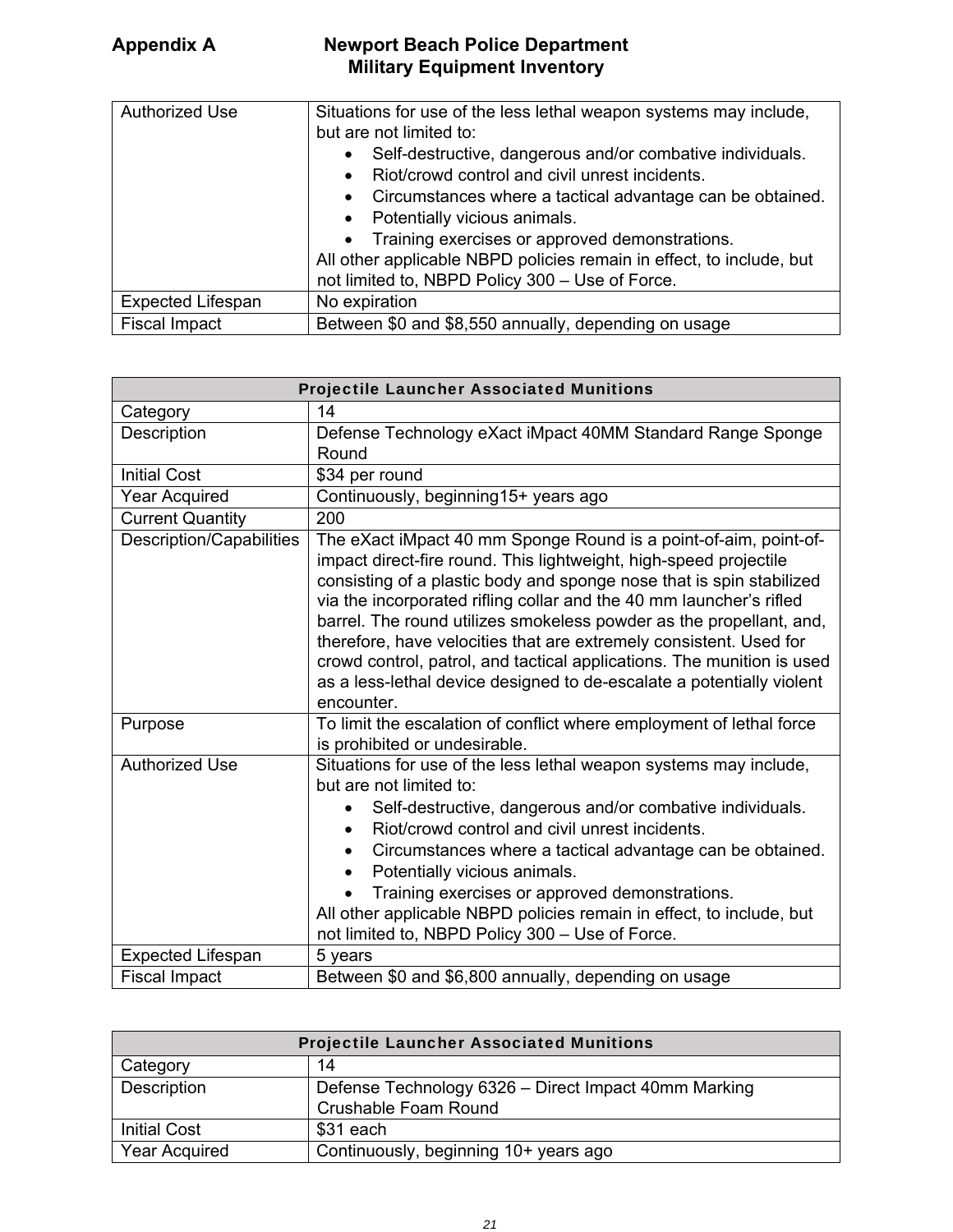## Appendix A — Newport Beach Police Department Military Equipment Inventory

| | |
|---|---|
| Authorized Use | Situations for use of the less lethal weapon systems may include, but are not limited to: <br>• Self-destructive, dangerous and/or combative individuals. <br>• Riot/crowd control and civil unrest incidents. <br>• Circumstances where a tactical advantage can be obtained. <br>• Potentially vicious animals. <br>• Training exercises or approved demonstrations. <br>All other applicable NBPD policies remain in effect, to include, but not limited to, NBPD Policy 300 – Use of Force. |
| Expected Lifespan | No expiration |
| Fiscal Impact | Between $0 and $8,550 annually, depending on usage |

| Projectile Launcher Associated Munitions | |
|---|---|
| Category | 14 |
| Description | Defense Technology eXact iMpact 40MM Standard Range Sponge Round |
| Initial Cost | $34 per round |
| Year Acquired | Continuously, beginning15+ years ago |
| Current Quantity | 200 |
| Description/Capabilities | The eXact iMpact 40 mm Sponge Round is a point-of-aim, point-of-impact direct-fire round. This lightweight, high-speed projectile consisting of a plastic body and sponge nose that is spin stabilized via the incorporated rifling collar and the 40 mm launcher's rifled barrel. The round utilizes smokeless powder as the propellant, and, therefore, have velocities that are extremely consistent. Used for crowd control, patrol, and tactical applications. The munition is used as a less-lethal device designed to de-escalate a potentially violent encounter. |
| Purpose | To limit the escalation of conflict where employment of lethal force is prohibited or undesirable. |
| Authorized Use | Situations for use of the less lethal weapon systems may include, but are not limited to: <br>• Self-destructive, dangerous and/or combative individuals. <br>• Riot/crowd control and civil unrest incidents. <br>• Circumstances where a tactical advantage can be obtained. <br>• Potentially vicious animals. <br>• Training exercises or approved demonstrations. <br>All other applicable NBPD policies remain in effect, to include, but not limited to, NBPD Policy 300 – Use of Force. |
| Expected Lifespan | 5 years |
| Fiscal Impact | Between $0 and $6,800 annually, depending on usage |

| Projectile Launcher Associated Munitions | |
|---|---|
| Category | 14 |
| Description | Defense Technology 6326 – Direct Impact 40mm Marking Crushable Foam Round |
| Initial Cost | $31 each |
| Year Acquired | Continuously, beginning 10+ years ago |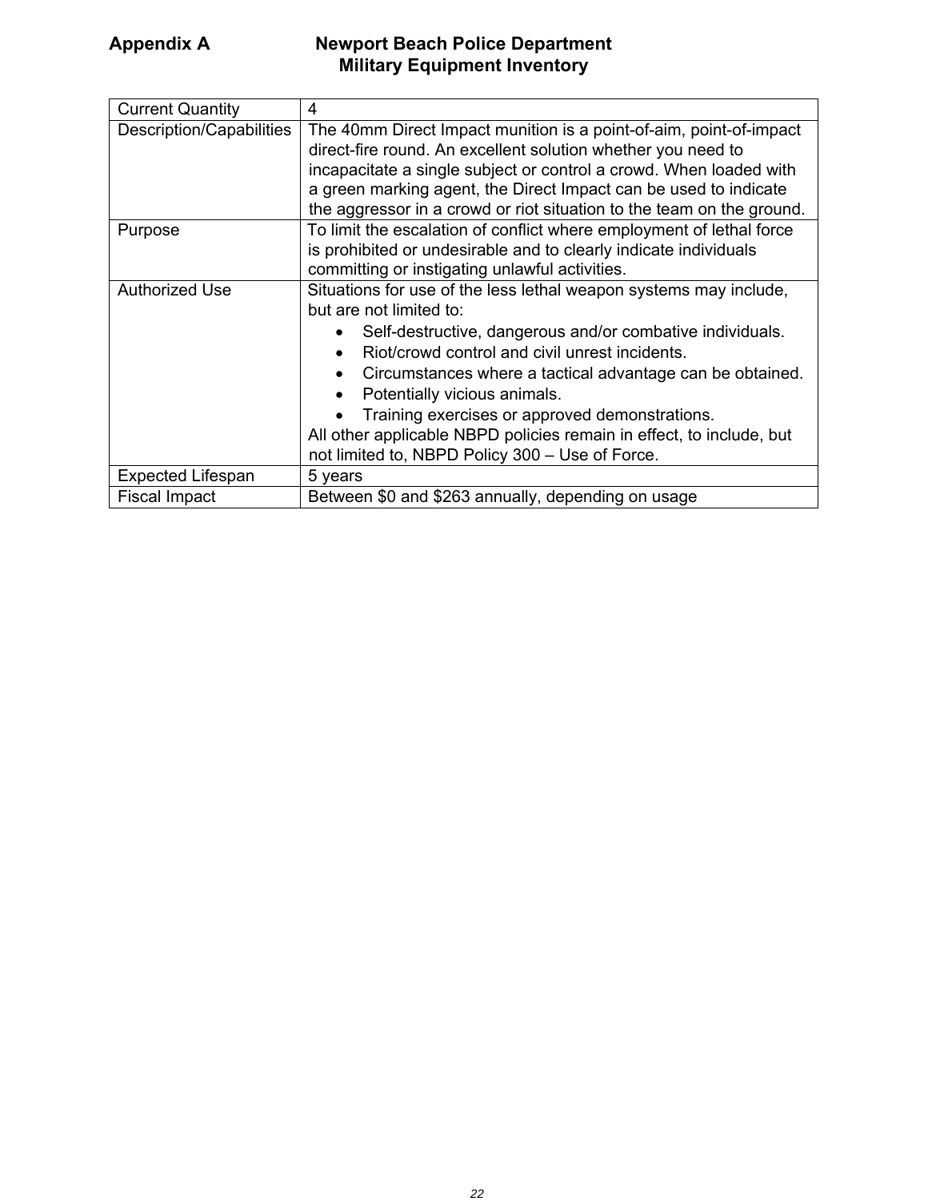**Appendix A** **Newport Beach Police Department Military Equipment Inventory**

| | |
|---|---|
| Current Quantity | 4 |
| Description/Capabilities | The 40mm Direct Impact munition is a point-of-aim, point-of-impact direct-fire round. An excellent solution whether you need to incapacitate a single subject or control a crowd. When loaded with a green marking agent, the Direct Impact can be used to indicate the aggressor in a crowd or riot situation to the team on the ground. |
| Purpose | To limit the escalation of conflict where employment of lethal force is prohibited or undesirable and to clearly indicate individuals committing or instigating unlawful activities. |
| Authorized Use | Situations for use of the less lethal weapon systems may include, but are not limited to:<br>• Self-destructive, dangerous and/or combative individuals.<br>• Riot/crowd control and civil unrest incidents.<br>• Circumstances where a tactical advantage can be obtained.<br>• Potentially vicious animals.<br>• Training exercises or approved demonstrations.<br>All other applicable NBPD policies remain in effect, to include, but not limited to, NBPD Policy 300 – Use of Force. |
| Expected Lifespan | 5 years |
| Fiscal Impact | Between $0 and $263 annually, depending on usage |